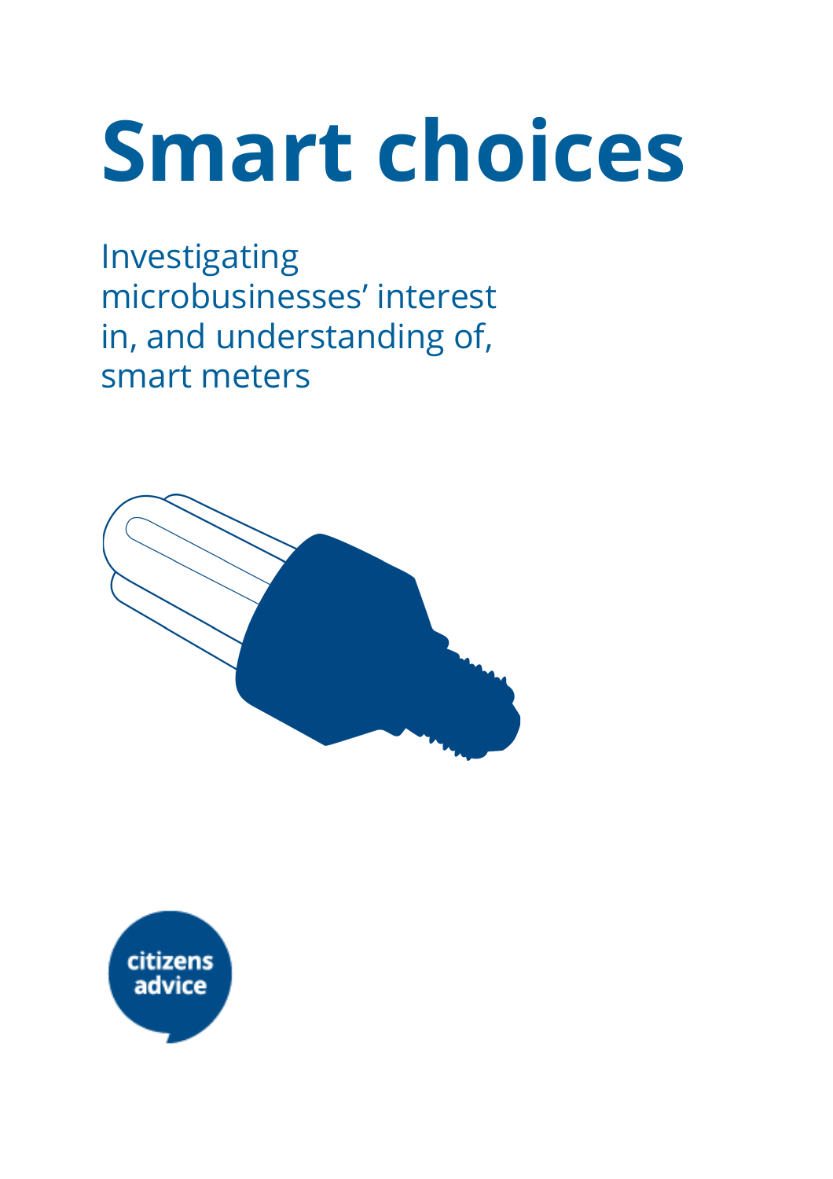# Smart choices

Investigating microbusinesses' interest in, and understanding of, smart meters

citizens advice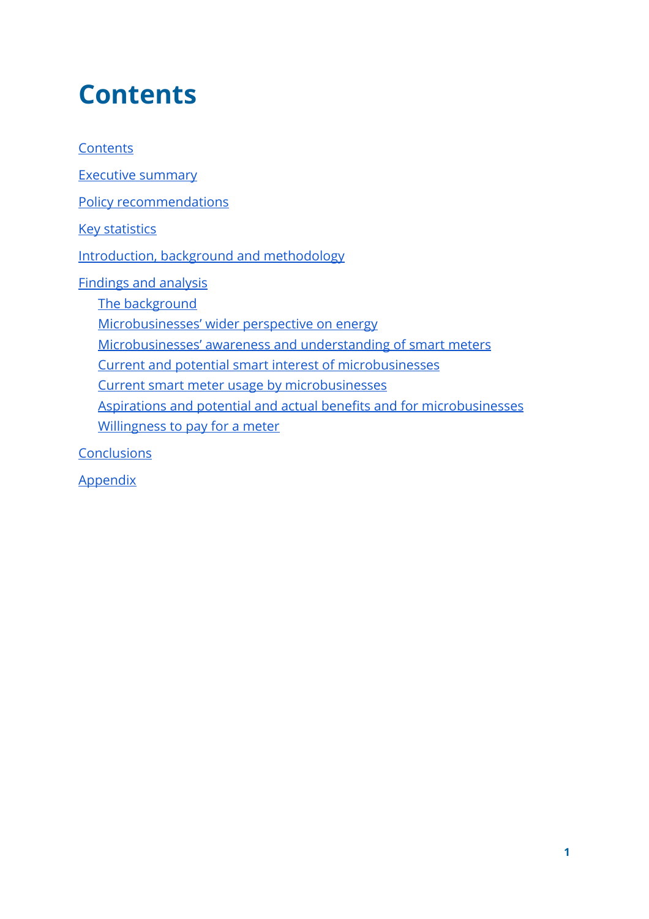# Contents

- Contents
- Executive summary
- Policy recommendations
- Key statistics
- Introduction, background and methodology
- Findings and analysis
  - The background
  - Microbusinesses' wider perspective on energy
  - Microbusinesses' awareness and understanding of smart meters
  - Current and potential smart interest of microbusinesses
  - Current smart meter usage by microbusinesses
  - Aspirations and potential and actual benefits and for microbusinesses
  - Willingness to pay for a meter
- Conclusions
- Appendix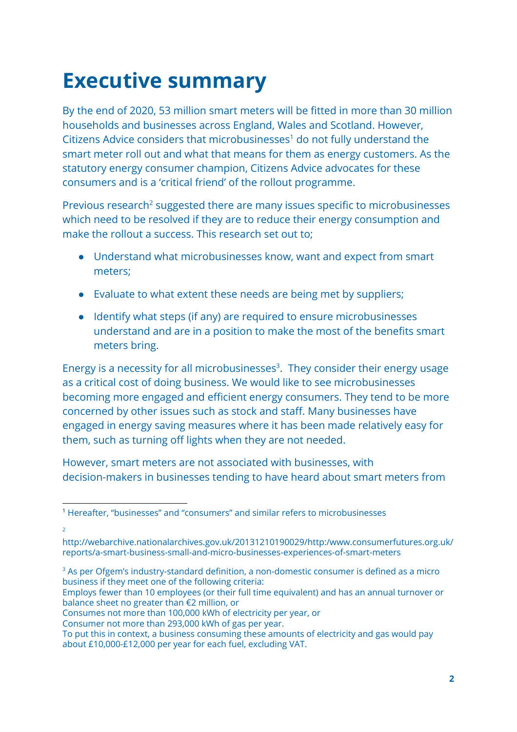# Executive summary

By the end of 2020, 53 million smart meters will be fitted in more than 30 million households and businesses across England, Wales and Scotland. However, Citizens Advice considers that microbusinesses[1] do not fully understand the smart meter roll out and what that means for them as energy customers. As the statutory energy consumer champion, Citizens Advice advocates for these consumers and is a 'critical friend' of the rollout programme.

Previous research[2] suggested there are many issues specific to microbusinesses which need to be resolved if they are to reduce their energy consumption and make the rollout a success. This research set out to;

- Understand what microbusinesses know, want and expect from smart meters;
- Evaluate to what extent these needs are being met by suppliers;
- Identify what steps (if any) are required to ensure microbusinesses understand and are in a position to make the most of the benefits smart meters bring.

Energy is a necessity for all microbusinesses[3]. They consider their energy usage as a critical cost of doing business. We would like to see microbusinesses becoming more engaged and efficient energy consumers. They tend to be more concerned by other issues such as stock and staff. Many businesses have engaged in energy saving measures where it has been made relatively easy for them, such as turning off lights when they are not needed.

However, smart meters are not associated with businesses, with decision-makers in businesses tending to have heard about smart meters from

---

[1] Hereafter, "businesses" and "consumers" and similar refers to microbusinesses

[2] http://webarchive.nationalarchives.gov.uk/20131210190029/http:/www.consumerfutures.org.uk/reports/a-smart-business-small-and-micro-businesses-experiences-of-smart-meters

[3] As per Ofgem's industry-standard definition, a non-domestic consumer is defined as a micro business if they meet one of the following criteria:
Employs fewer than 10 employees (or their full time equivalent) and has an annual turnover or balance sheet no greater than €2 million, or
Consumes not more than 100,000 kWh of electricity per year, or
Consumer not more than 293,000 kWh of gas per year.
To put this in context, a business consuming these amounts of electricity and gas would pay about £10,000-£12,000 per year for each fuel, excluding VAT.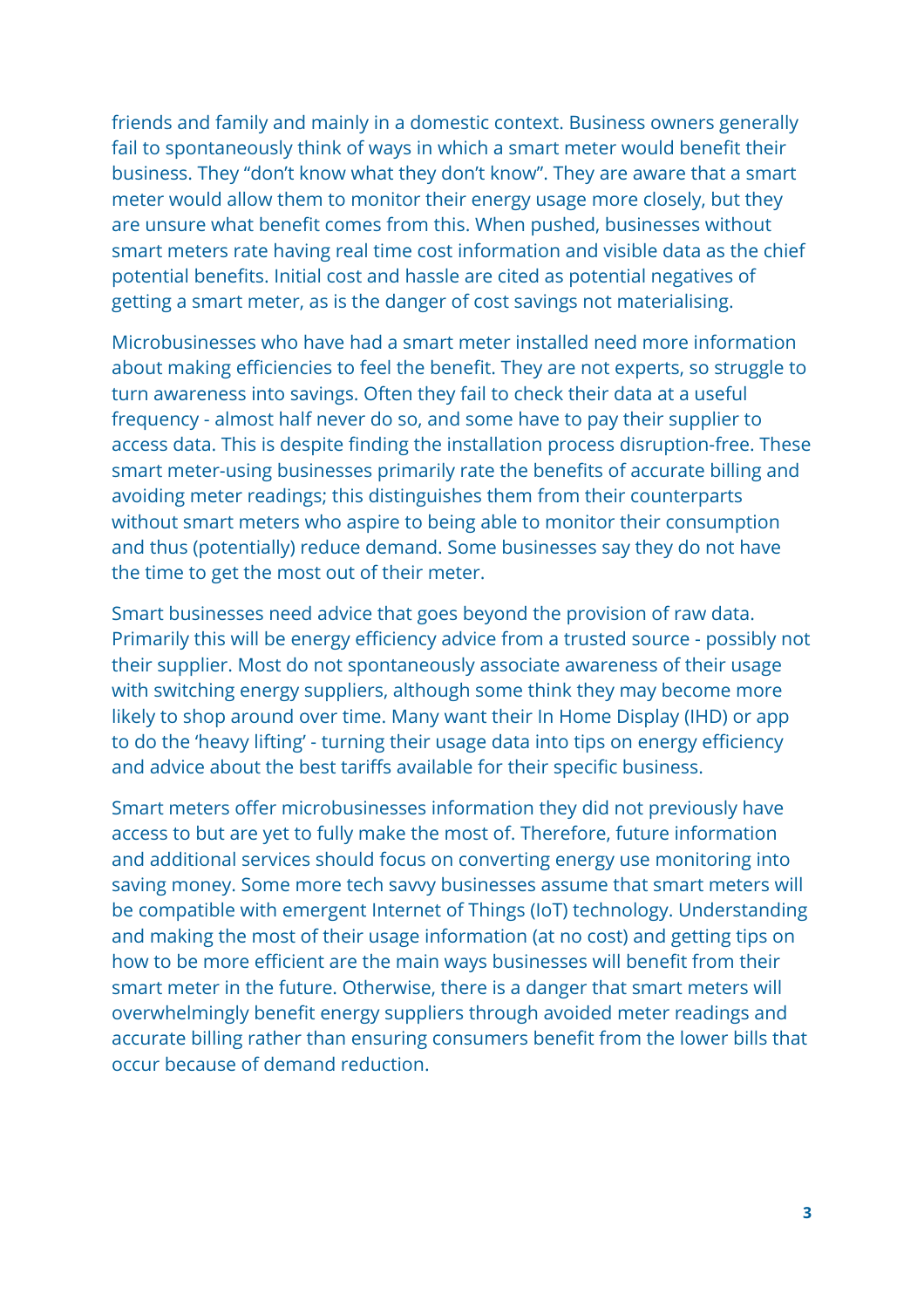friends and family and mainly in a domestic context. Business owners generally fail to spontaneously think of ways in which a smart meter would benefit their business. They “don’t know what they don’t know”. They are aware that a smart meter would allow them to monitor their energy usage more closely, but they are unsure what benefit comes from this. When pushed, businesses without smart meters rate having real time cost information and visible data as the chief potential benefits. Initial cost and hassle are cited as potential negatives of getting a smart meter, as is the danger of cost savings not materialising.

Microbusinesses who have had a smart meter installed need more information about making efficiencies to feel the benefit. They are not experts, so struggle to turn awareness into savings. Often they fail to check their data at a useful frequency - almost half never do so, and some have to pay their supplier to access data. This is despite finding the installation process disruption-free. These smart meter-using businesses primarily rate the benefits of accurate billing and avoiding meter readings; this distinguishes them from their counterparts without smart meters who aspire to being able to monitor their consumption and thus (potentially) reduce demand. Some businesses say they do not have the time to get the most out of their meter.

Smart businesses need advice that goes beyond the provision of raw data. Primarily this will be energy efficiency advice from a trusted source - possibly not their supplier. Most do not spontaneously associate awareness of their usage with switching energy suppliers, although some think they may become more likely to shop around over time. Many want their In Home Display (IHD) or app to do the ‘heavy lifting’ - turning their usage data into tips on energy efficiency and advice about the best tariffs available for their specific business.

Smart meters offer microbusinesses information they did not previously have access to but are yet to fully make the most of. Therefore, future information and additional services should focus on converting energy use monitoring into saving money. Some more tech savvy businesses assume that smart meters will be compatible with emergent Internet of Things (IoT) technology. Understanding and making the most of their usage information (at no cost) and getting tips on how to be more efficient are the main ways businesses will benefit from their smart meter in the future. Otherwise, there is a danger that smart meters will overwhelmingly benefit energy suppliers through avoided meter readings and accurate billing rather than ensuring consumers benefit from the lower bills that occur because of demand reduction.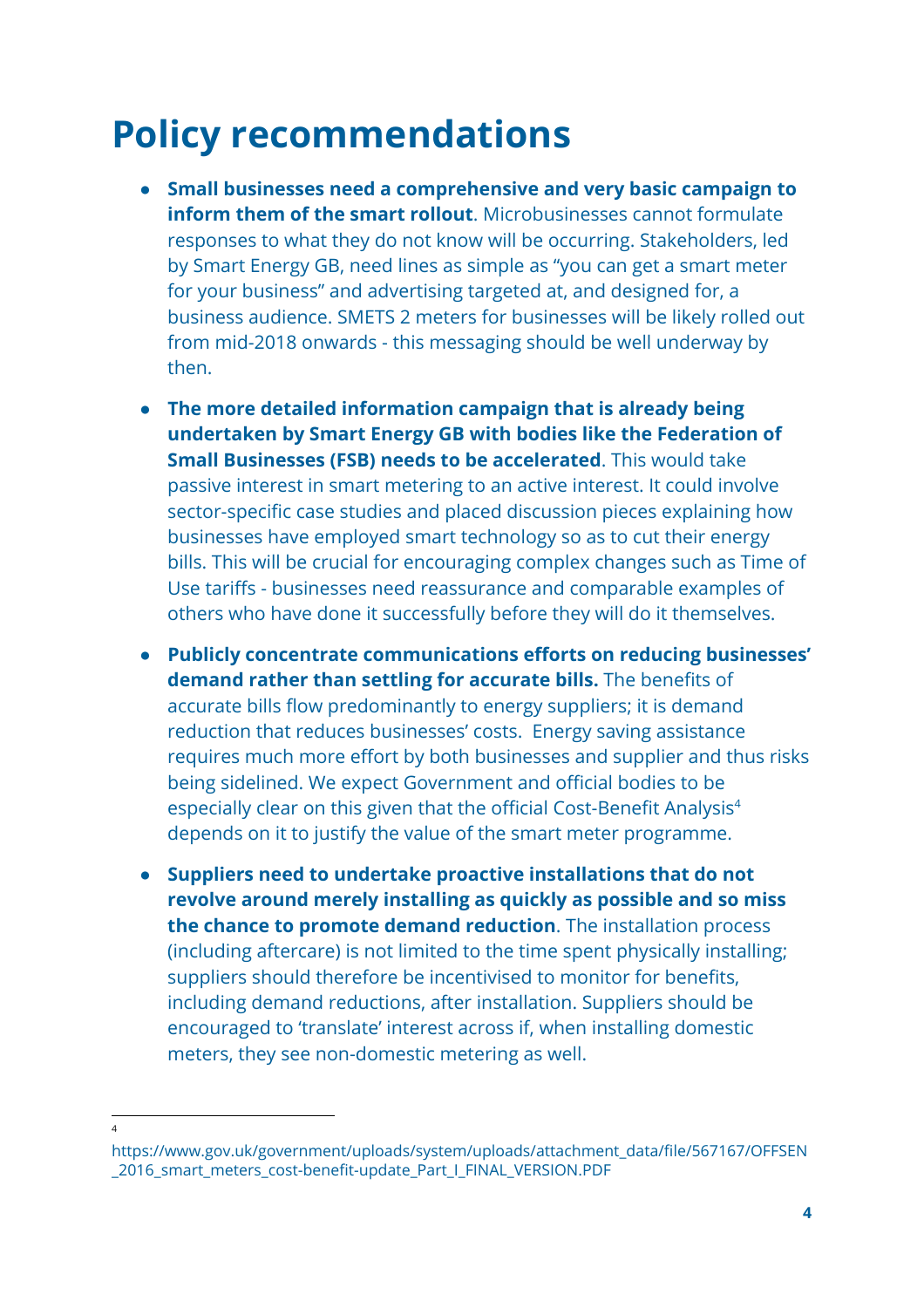# Policy recommendations

- **Small businesses need a comprehensive and very basic campaign to inform them of the smart rollout**. Microbusinesses cannot formulate responses to what they do not know will be occurring. Stakeholders, led by Smart Energy GB, need lines as simple as "you can get a smart meter for your business" and advertising targeted at, and designed for, a business audience. SMETS 2 meters for businesses will be likely rolled out from mid-2018 onwards - this messaging should be well underway by then.

- **The more detailed information campaign that is already being undertaken by Smart Energy GB with bodies like the Federation of Small Businesses (FSB) needs to be accelerated**. This would take passive interest in smart metering to an active interest. It could involve sector-specific case studies and placed discussion pieces explaining how businesses have employed smart technology so as to cut their energy bills. This will be crucial for encouraging complex changes such as Time of Use tariffs - businesses need reassurance and comparable examples of others who have done it successfully before they will do it themselves.

- **Publicly concentrate communications efforts on reducing businesses' demand rather than settling for accurate bills.** The benefits of accurate bills flow predominantly to energy suppliers; it is demand reduction that reduces businesses' costs. Energy saving assistance requires much more effort by both businesses and supplier and thus risks being sidelined. We expect Government and official bodies to be especially clear on this given that the official Cost-Benefit Analysis[4] depends on it to justify the value of the smart meter programme.

- **Suppliers need to undertake proactive installations that do not revolve around merely installing as quickly as possible and so miss the chance to promote demand reduction**. The installation process (including aftercare) is not limited to the time spent physically installing; suppliers should therefore be incentivised to monitor for benefits, including demand reductions, after installation. Suppliers should be encouraged to 'translate' interest across if, when installing domestic meters, they see non-domestic metering as well.

---

[4] https://www.gov.uk/government/uploads/system/uploads/attachment_data/file/567167/OFFSEN_2016_smart_meters_cost-benefit-update_Part_I_FINAL_VERSION.PDF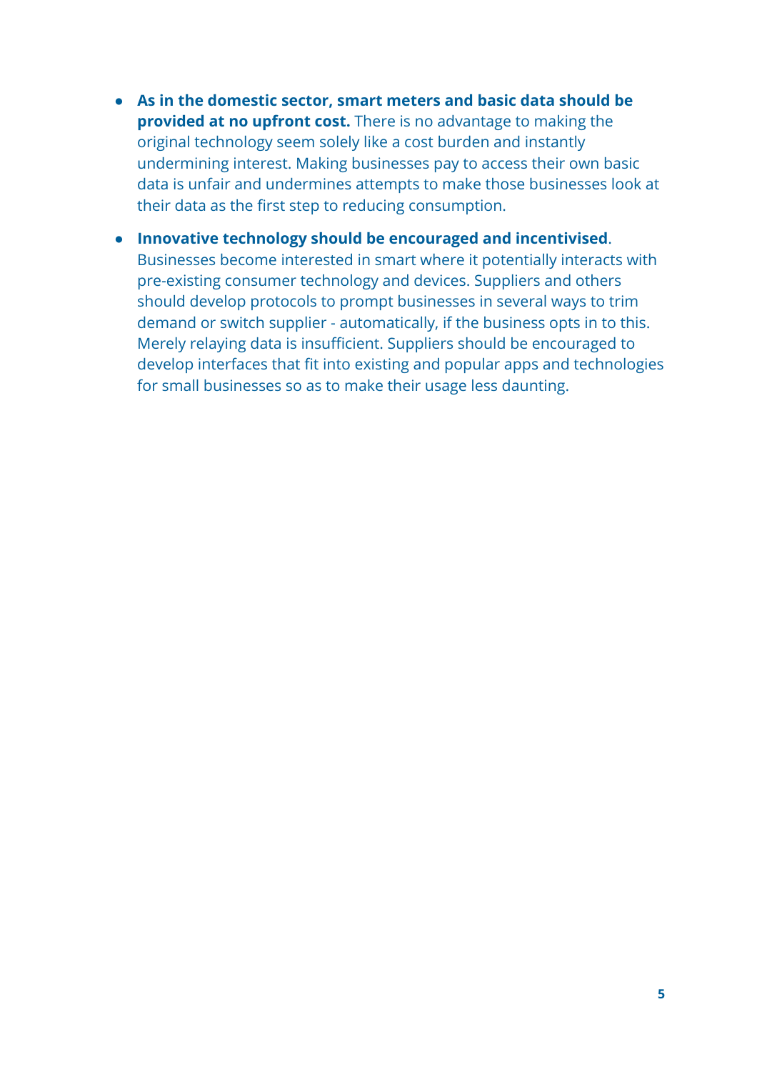- **As in the domestic sector, smart meters and basic data should be provided at no upfront cost.** There is no advantage to making the original technology seem solely like a cost burden and instantly undermining interest. Making businesses pay to access their own basic data is unfair and undermines attempts to make those businesses look at their data as the first step to reducing consumption.

- **Innovative technology should be encouraged and incentivised**. Businesses become interested in smart where it potentially interacts with pre-existing consumer technology and devices. Suppliers and others should develop protocols to prompt businesses in several ways to trim demand or switch supplier - automatically, if the business opts in to this. Merely relaying data is insufficient. Suppliers should be encouraged to develop interfaces that fit into existing and popular apps and technologies for small businesses so as to make their usage less daunting.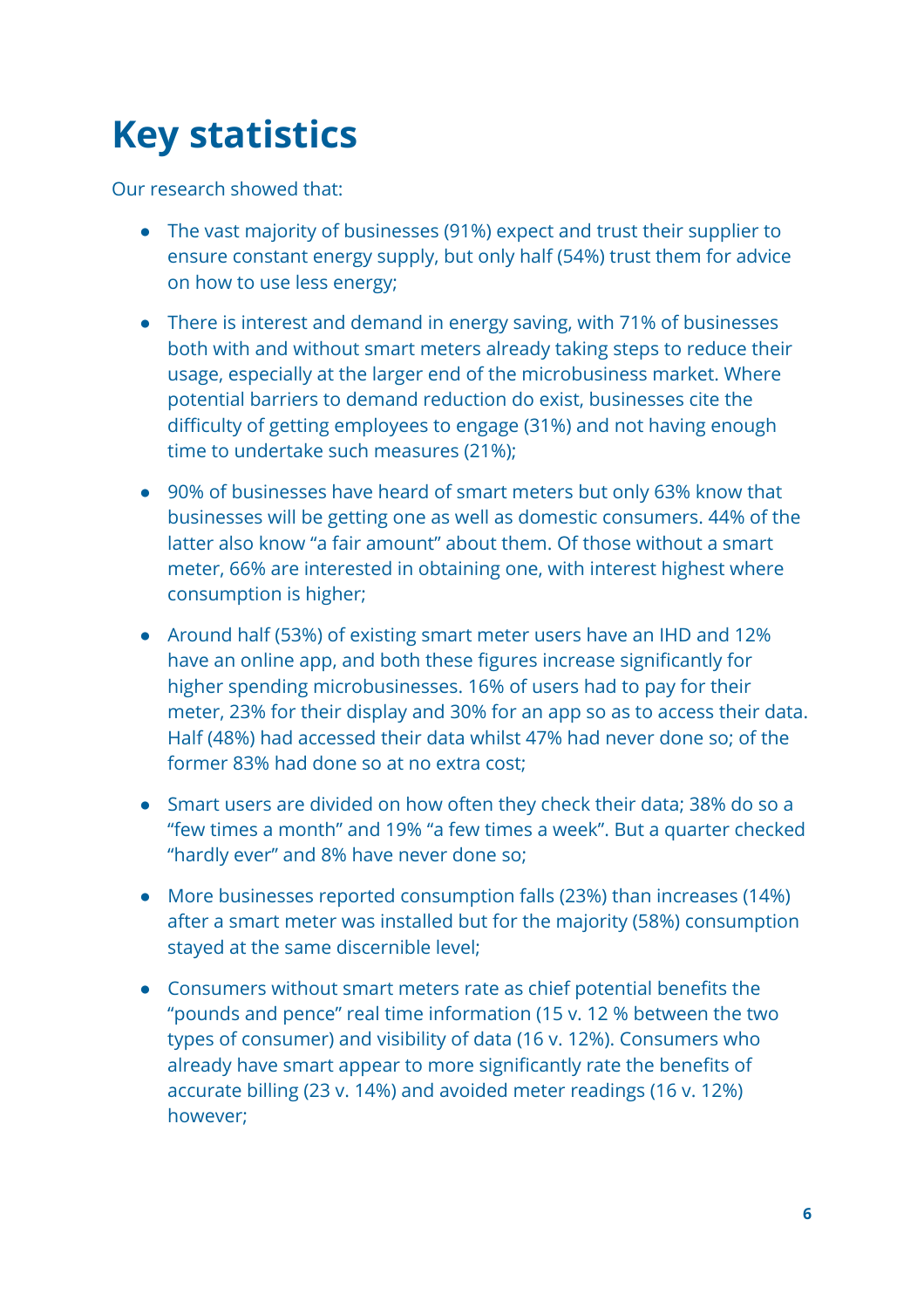# Key statistics

Our research showed that:

- The vast majority of businesses (91%) expect and trust their supplier to ensure constant energy supply, but only half (54%) trust them for advice on how to use less energy;
- There is interest and demand in energy saving, with 71% of businesses both with and without smart meters already taking steps to reduce their usage, especially at the larger end of the microbusiness market. Where potential barriers to demand reduction do exist, businesses cite the difficulty of getting employees to engage (31%) and not having enough time to undertake such measures (21%);
- 90% of businesses have heard of smart meters but only 63% know that businesses will be getting one as well as domestic consumers. 44% of the latter also know "a fair amount" about them. Of those without a smart meter, 66% are interested in obtaining one, with interest highest where consumption is higher;
- Around half (53%) of existing smart meter users have an IHD and 12% have an online app, and both these figures increase significantly for higher spending microbusinesses. 16% of users had to pay for their meter, 23% for their display and 30% for an app so as to access their data. Half (48%) had accessed their data whilst 47% had never done so; of the former 83% had done so at no extra cost;
- Smart users are divided on how often they check their data; 38% do so a "few times a month" and 19% "a few times a week". But a quarter checked "hardly ever" and 8% have never done so;
- More businesses reported consumption falls (23%) than increases (14%) after a smart meter was installed but for the majority (58%) consumption stayed at the same discernible level;
- Consumers without smart meters rate as chief potential benefits the "pounds and pence" real time information (15 v. 12 % between the two types of consumer) and visibility of data (16 v. 12%). Consumers who already have smart appear to more significantly rate the benefits of accurate billing (23 v. 14%) and avoided meter readings (16 v. 12%) however;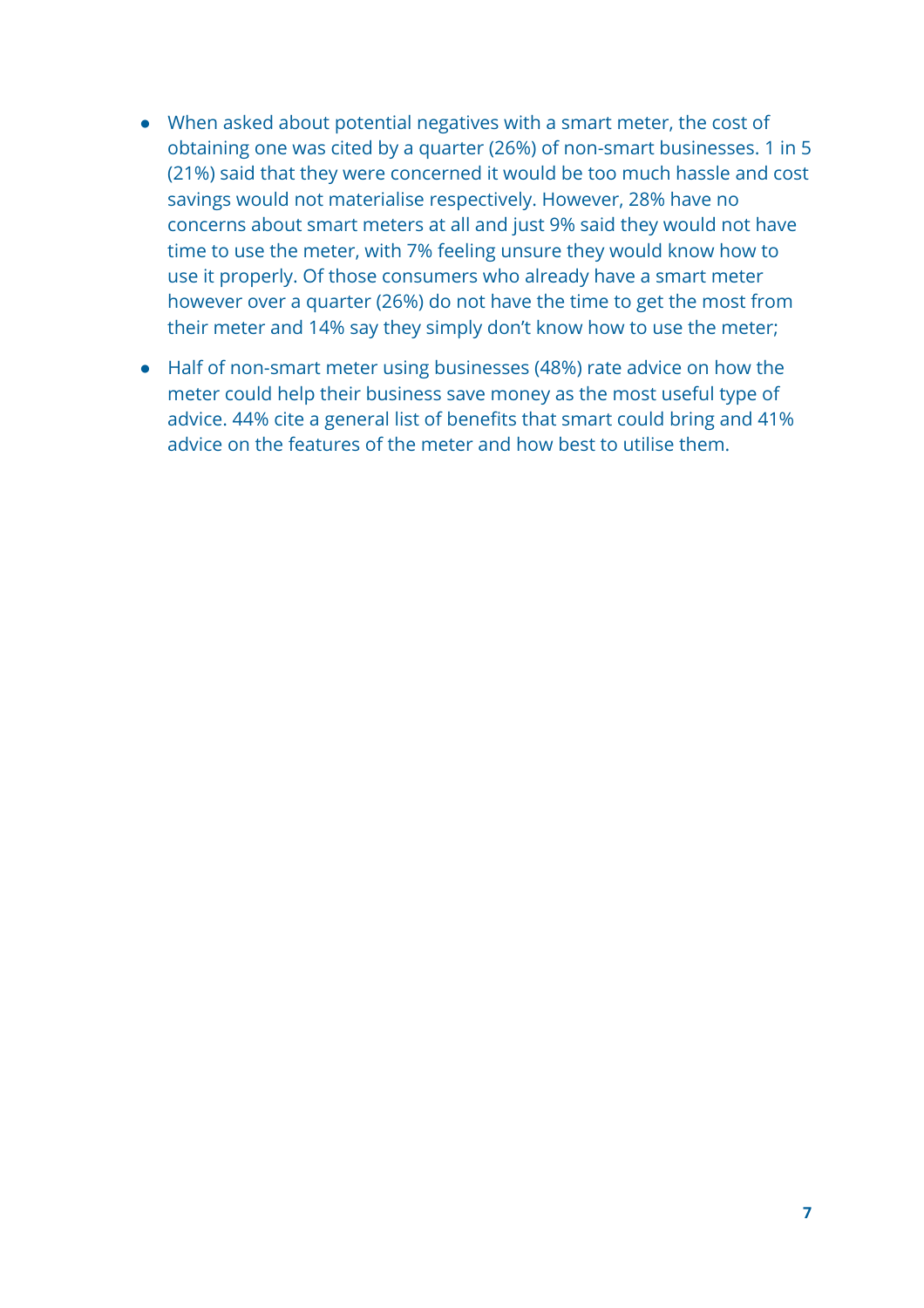- When asked about potential negatives with a smart meter, the cost of obtaining one was cited by a quarter (26%) of non-smart businesses. 1 in 5 (21%) said that they were concerned it would be too much hassle and cost savings would not materialise respectively. However, 28% have no concerns about smart meters at all and just 9% said they would not have time to use the meter, with 7% feeling unsure they would know how to use it properly. Of those consumers who already have a smart meter however over a quarter (26%) do not have the time to get the most from their meter and 14% say they simply don't know how to use the meter;
- Half of non-smart meter using businesses (48%) rate advice on how the meter could help their business save money as the most useful type of advice. 44% cite a general list of benefits that smart could bring and 41% advice on the features of the meter and how best to utilise them.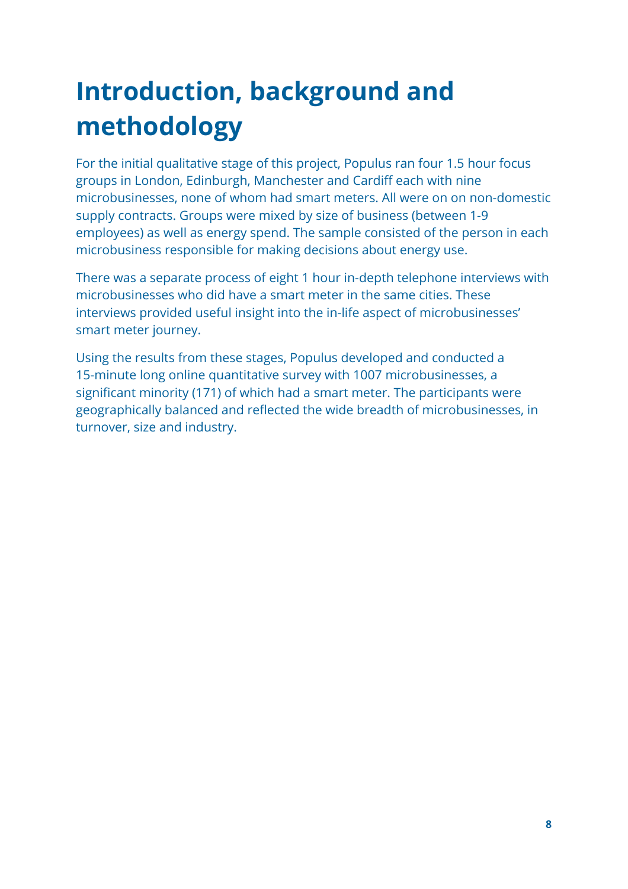# Introduction, background and methodology

For the initial qualitative stage of this project, Populus ran four 1.5 hour focus groups in London, Edinburgh, Manchester and Cardiff each with nine microbusinesses, none of whom had smart meters. All were on on non-domestic supply contracts. Groups were mixed by size of business (between 1-9 employees) as well as energy spend. The sample consisted of the person in each microbusiness responsible for making decisions about energy use.

There was a separate process of eight 1 hour in-depth telephone interviews with microbusinesses who did have a smart meter in the same cities. These interviews provided useful insight into the in-life aspect of microbusinesses' smart meter journey.

Using the results from these stages, Populus developed and conducted a 15-minute long online quantitative survey with 1007 microbusinesses, a significant minority (171) of which had a smart meter. The participants were geographically balanced and reflected the wide breadth of microbusinesses, in turnover, size and industry.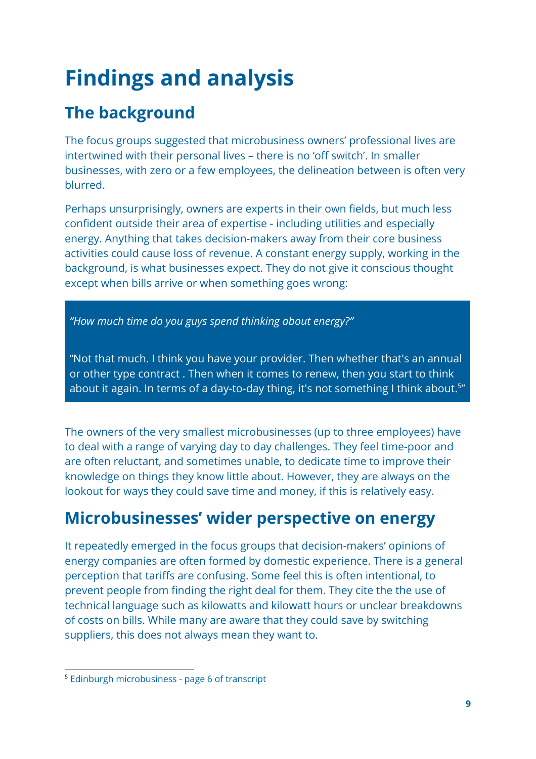# Findings and analysis

## The background

The focus groups suggested that microbusiness owners' professional lives are intertwined with their personal lives – there is no 'off switch'. In smaller businesses, with zero or a few employees, the delineation between is often very blurred.

Perhaps unsurprisingly, owners are experts in their own fields, but much less confident outside their area of expertise - including utilities and especially energy. Anything that takes decision-makers away from their core business activities could cause loss of revenue. A constant energy supply, working in the background, is what businesses expect. They do not give it conscious thought except when bills arrive or when something goes wrong:

> *"How much time do you guys spend thinking about energy?"*
>
> "Not that much. I think you have your provider. Then whether that's an annual or other type contract . Then when it comes to renew, then you start to think about it again. In terms of a day-to-day thing, it's not something I think about.[5]"

The owners of the very smallest microbusinesses (up to three employees) have to deal with a range of varying day to day challenges. They feel time-poor and are often reluctant, and sometimes unable, to dedicate time to improve their knowledge on things they know little about. However, they are always on the lookout for ways they could save time and money, if this is relatively easy.

## Microbusinesses' wider perspective on energy

It repeatedly emerged in the focus groups that decision-makers' opinions of energy companies are often formed by domestic experience. There is a general perception that tariffs are confusing. Some feel this is often intentional, to prevent people from finding the right deal for them. They cite the the use of technical language such as kilowatts and kilowatt hours or unclear breakdowns of costs on bills. While many are aware that they could save by switching suppliers, this does not always mean they want to.

---

[5] Edinburgh microbusiness - page 6 of transcript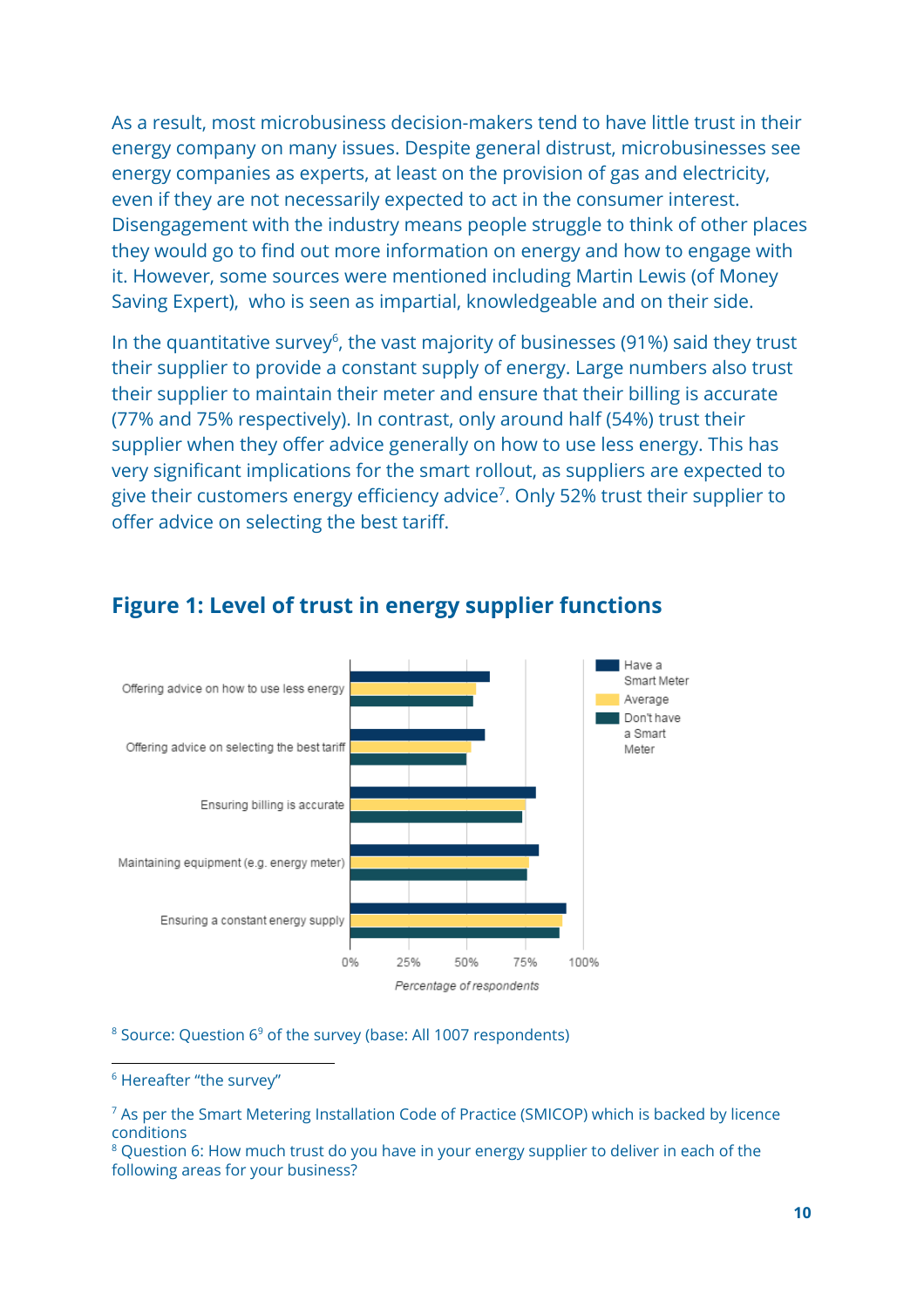As a result, most microbusiness decision-makers tend to have little trust in their energy company on many issues. Despite general distrust, microbusinesses see energy companies as experts, at least on the provision of gas and electricity, even if they are not necessarily expected to act in the consumer interest. Disengagement with the industry means people struggle to think of other places they would go to find out more information on energy and how to engage with it. However, some sources were mentioned including Martin Lewis (of Money Saving Expert), who is seen as impartial, knowledgeable and on their side.

In the quantitative survey[6], the vast majority of businesses (91%) said they trust their supplier to provide a constant supply of energy. Large numbers also trust their supplier to maintain their meter and ensure that their billing is accurate (77% and 75% respectively). In contrast, only around half (54%) trust their supplier when they offer advice generally on how to use less energy. This has very significant implications for the smart rollout, as suppliers are expected to give their customers energy efficiency advice[7]. Only 52% trust their supplier to offer advice on selecting the best tariff.

## Figure 1: Level of trust in energy supplier functions

[8] Source: Question 6[9] of the survey (base: All 1007 respondents)

---

[6] Hereafter "the survey"

[7] As per the Smart Metering Installation Code of Practice (SMICOP) which is backed by licence conditions

[8] Question 6: How much trust do you have in your energy supplier to deliver in each of the following areas for your business?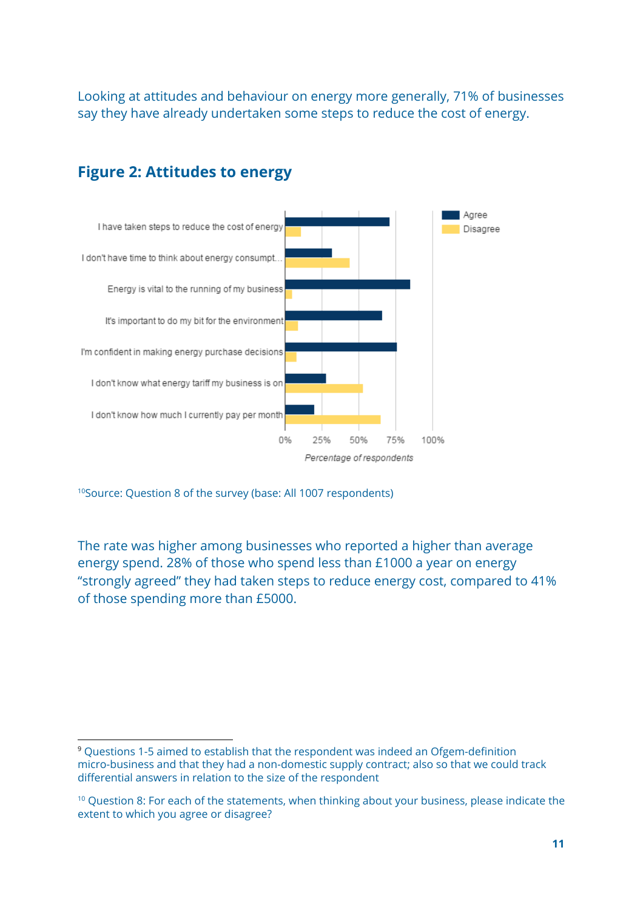Looking at attitudes and behaviour on energy more generally, 71% of businesses say they have already undertaken some steps to reduce the cost of energy.

## Figure 2: Attitudes to energy

[10]Source: Question 8 of the survey (base: All 1007 respondents)

The rate was higher among businesses who reported a higher than average energy spend. 28% of those who spend less than £1000 a year on energy "strongly agreed" they had taken steps to reduce energy cost, compared to 41% of those spending more than £5000.

---

[9] Questions 1-5 aimed to establish that the respondent was indeed an Ofgem-definition micro-business and that they had a non-domestic supply contract; also so that we could track differential answers in relation to the size of the respondent

[10] Question 8: For each of the statements, when thinking about your business, please indicate the extent to which you agree or disagree?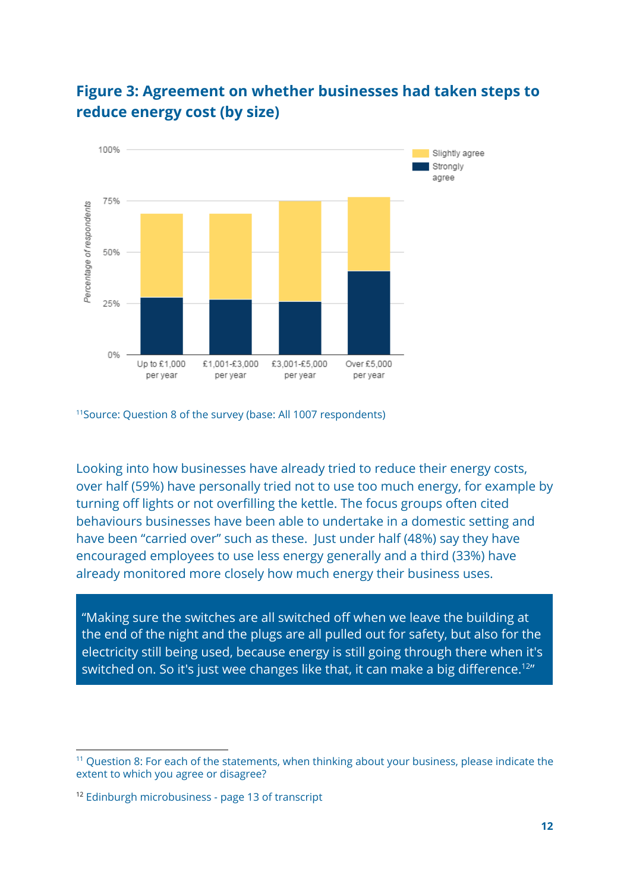## Figure 3: Agreement on whether businesses had taken steps to reduce energy cost (by size)

[11]Source: Question 8 of the survey (base: All 1007 respondents)

Looking into how businesses have already tried to reduce their energy costs, over half (59%) have personally tried not to use too much energy, for example by turning off lights or not overfilling the kettle. The focus groups often cited behaviours businesses have been able to undertake in a domestic setting and have been "carried over" such as these. Just under half (48%) say they have encouraged employees to use less energy generally and a third (33%) have already monitored more closely how much energy their business uses.

> "Making sure the switches are all switched off when we leave the building at the end of the night and the plugs are all pulled out for safety, but also for the electricity still being used, because energy is still going through there when it's switched on. So it's just wee changes like that, it can make a big difference.[12]"

---

[11] Question 8: For each of the statements, when thinking about your business, please indicate the extent to which you agree or disagree?

[12] Edinburgh microbusiness - page 13 of transcript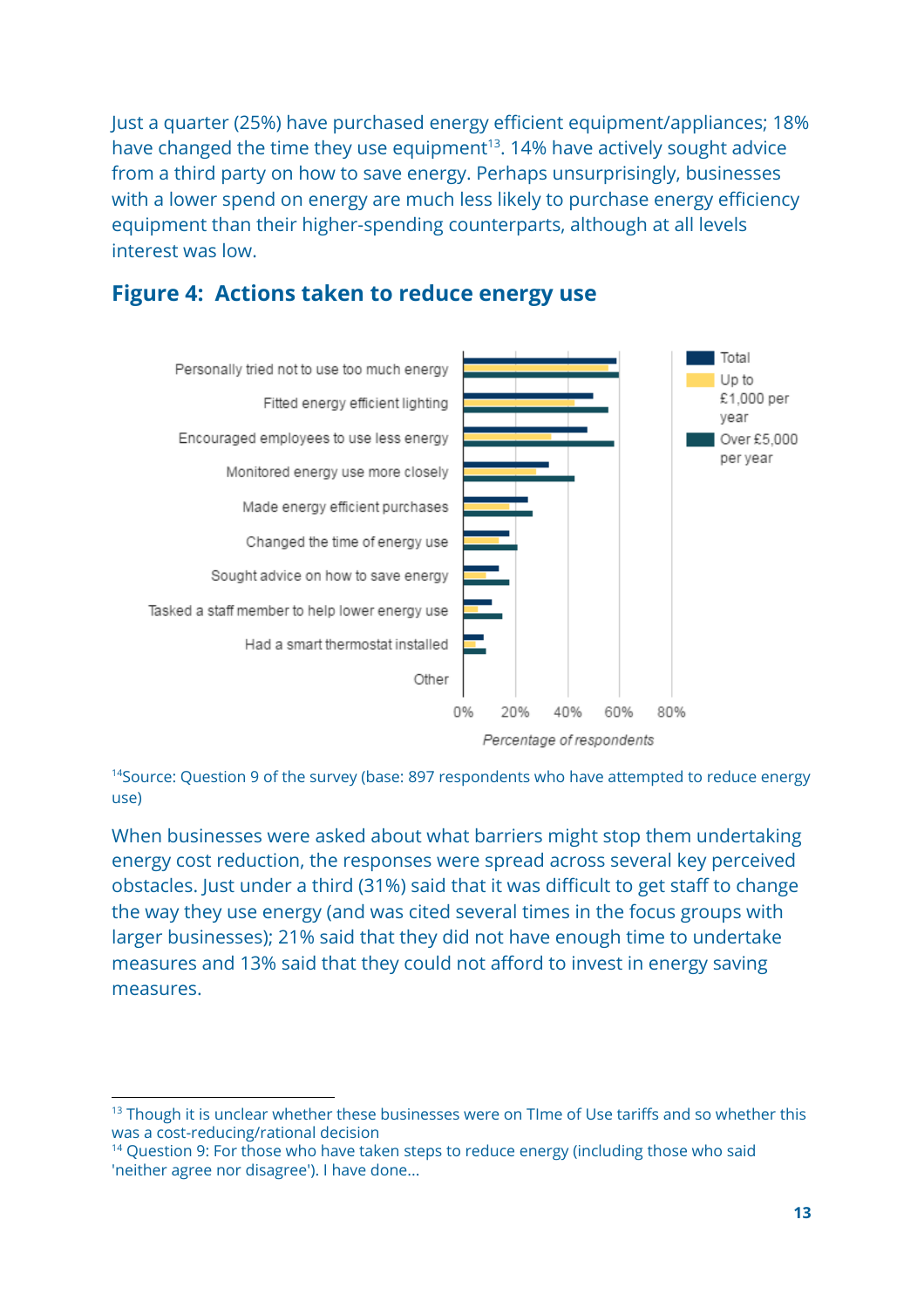Just a quarter (25%) have purchased energy efficient equipment/appliances; 18% have changed the time they use equipment[13]. 14% have actively sought advice from a third party on how to save energy. Perhaps unsurprisingly, businesses with a lower spend on energy are much less likely to purchase energy efficiency equipment than their higher-spending counterparts, although at all levels interest was low.

## Figure 4: Actions taken to reduce energy use

[14]Source: Question 9 of the survey (base: 897 respondents who have attempted to reduce energy use)

When businesses were asked about what barriers might stop them undertaking energy cost reduction, the responses were spread across several key perceived obstacles. Just under a third (31%) said that it was difficult to get staff to change the way they use energy (and was cited several times in the focus groups with larger businesses); 21% said that they did not have enough time to undertake measures and 13% said that they could not afford to invest in energy saving measures.

---

[13] Though it is unclear whether these businesses were on TIme of Use tariffs and so whether this was a cost-reducing/rational decision

[14] Question 9: For those who have taken steps to reduce energy (including those who said 'neither agree nor disagree'). I have done...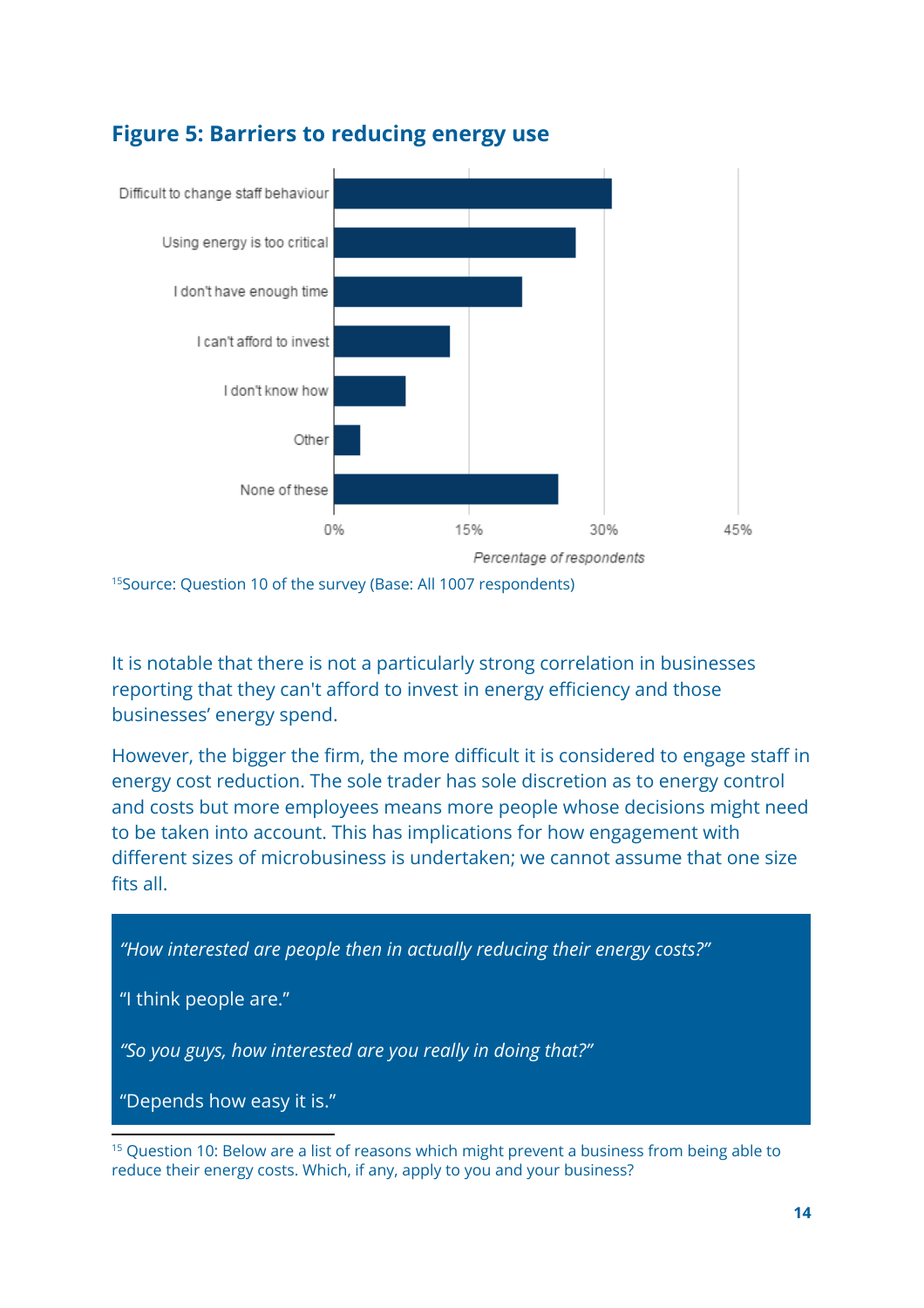## Figure 5: Barriers to reducing energy use

[15]Source: Question 10 of the survey (Base: All 1007 respondents)

It is notable that there is not a particularly strong correlation in businesses reporting that they can't afford to invest in energy efficiency and those businesses' energy spend.

However, the bigger the firm, the more difficult it is considered to engage staff in energy cost reduction. The sole trader has sole discretion as to energy control and costs but more employees means more people whose decisions might need to be taken into account. This has implications for how engagement with different sizes of microbusiness is undertaken; we cannot assume that one size fits all.

> *"How interested are people then in actually reducing their energy costs?"*
>
> "I think people are."
>
> *"So you guys, how interested are you really in doing that?"*
>
> "Depends how easy it is."

[15] Question 10: Below are a list of reasons which might prevent a business from being able to reduce their energy costs. Which, if any, apply to you and your business?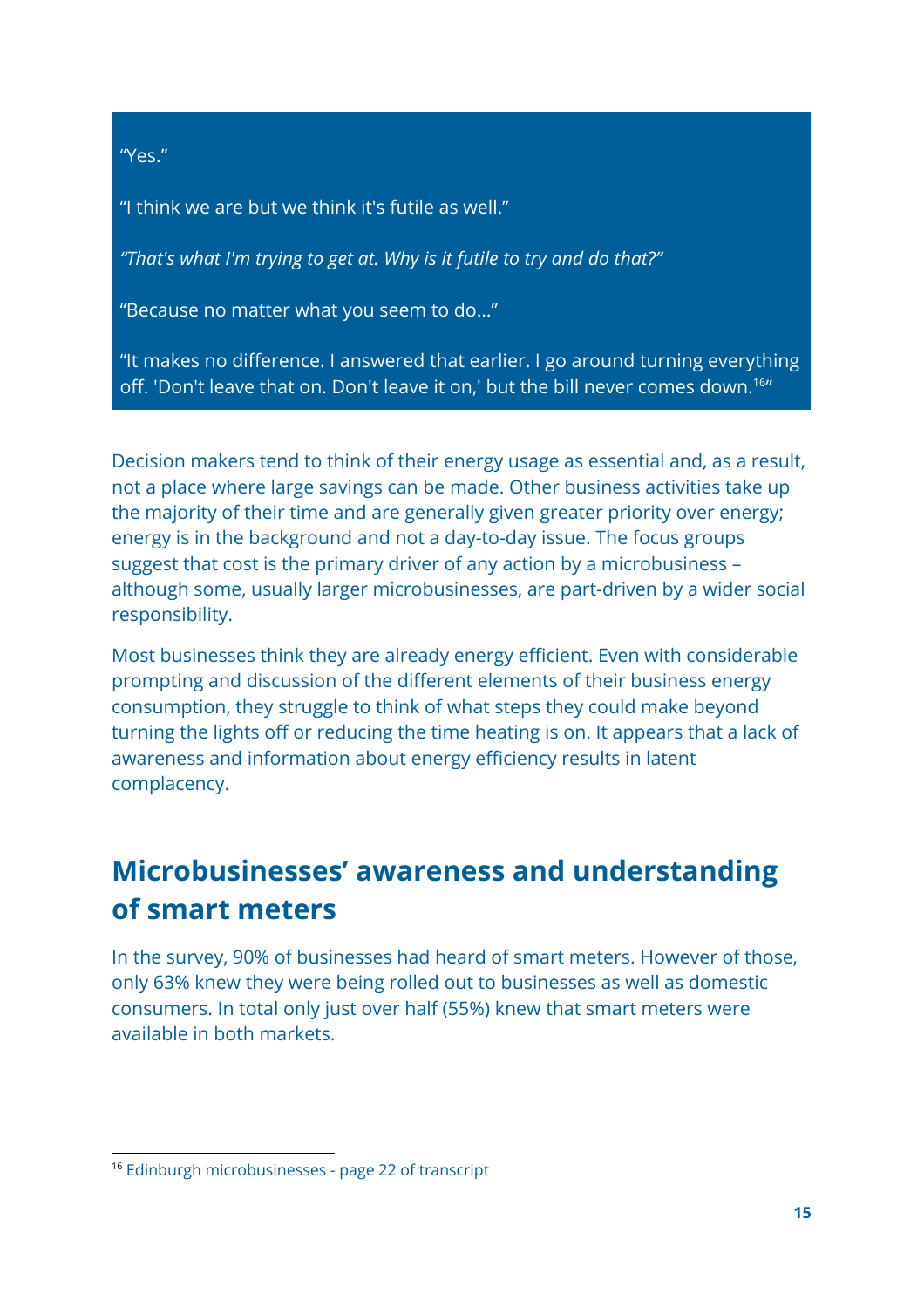"Yes."

"I think we are but we think it's futile as well."

*"That's what I'm trying to get at. Why is it futile to try and do that?"*

"Because no matter what you seem to do..."

"It makes no difference. I answered that earlier. I go around turning everything off. 'Don't leave that on. Don't leave it on,' but the bill never comes down.[16]"

Decision makers tend to think of their energy usage as essential and, as a result, not a place where large savings can be made. Other business activities take up the majority of their time and are generally given greater priority over energy; energy is in the background and not a day-to-day issue. The focus groups suggest that cost is the primary driver of any action by a microbusiness – although some, usually larger microbusinesses, are part-driven by a wider social responsibility.

Most businesses think they are already energy efficient. Even with considerable prompting and discussion of the different elements of their business energy consumption, they struggle to think of what steps they could make beyond turning the lights off or reducing the time heating is on. It appears that a lack of awareness and information about energy efficiency results in latent complacency.

## Microbusinesses' awareness and understanding of smart meters

In the survey, 90% of businesses had heard of smart meters. However of those, only 63% knew they were being rolled out to businesses as well as domestic consumers. In total only just over half (55%) knew that smart meters were available in both markets.

---

[16] Edinburgh microbusinesses - page 22 of transcript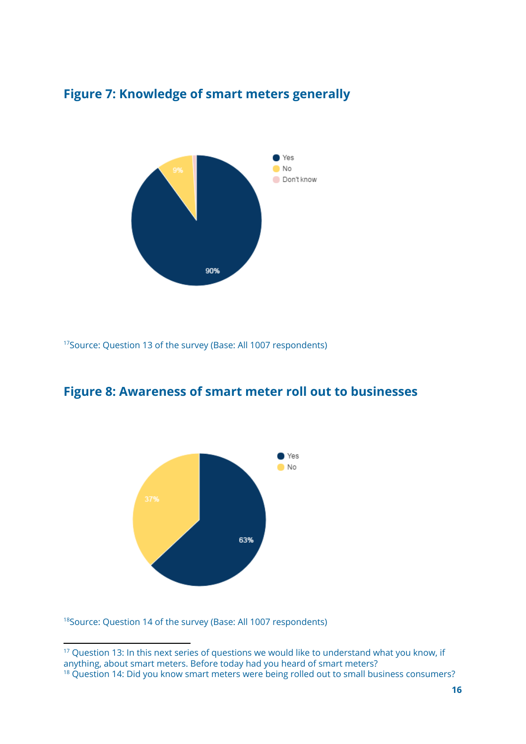## Figure 7: Knowledge of smart meters generally

[17]Source: Question 13 of the survey (Base: All 1007 respondents)

## Figure 8: Awareness of smart meter roll out to businesses

[18]Source: Question 14 of the survey (Base: All 1007 respondents)

---

[17] Question 13: In this next series of questions we would like to understand what you know, if anything, about smart meters. Before today had you heard of smart meters?

[18] Question 14: Did you know smart meters were being rolled out to small business consumers?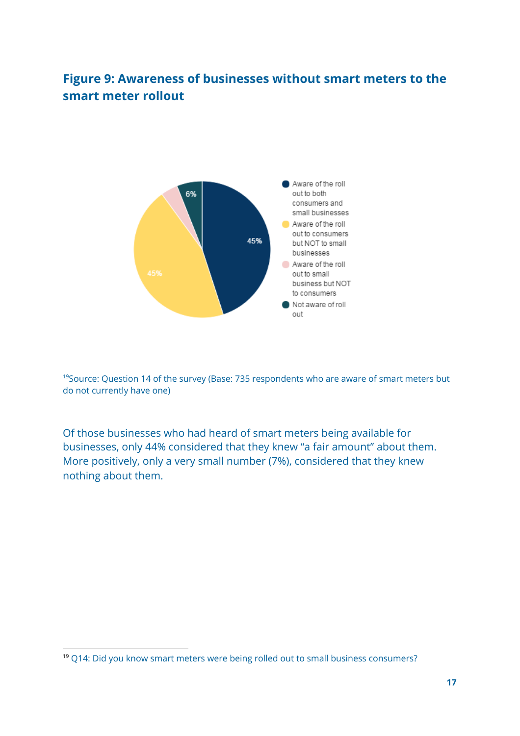## Figure 9: Awareness of businesses without smart meters to the smart meter rollout

[19]Source: Question 14 of the survey (Base: 735 respondents who are aware of smart meters but do not currently have one)

Of those businesses who had heard of smart meters being available for businesses, only 44% considered that they knew "a fair amount" about them. More positively, only a very small number (7%), considered that they knew nothing about them.

[19] Q14: Did you know smart meters were being rolled out to small business consumers?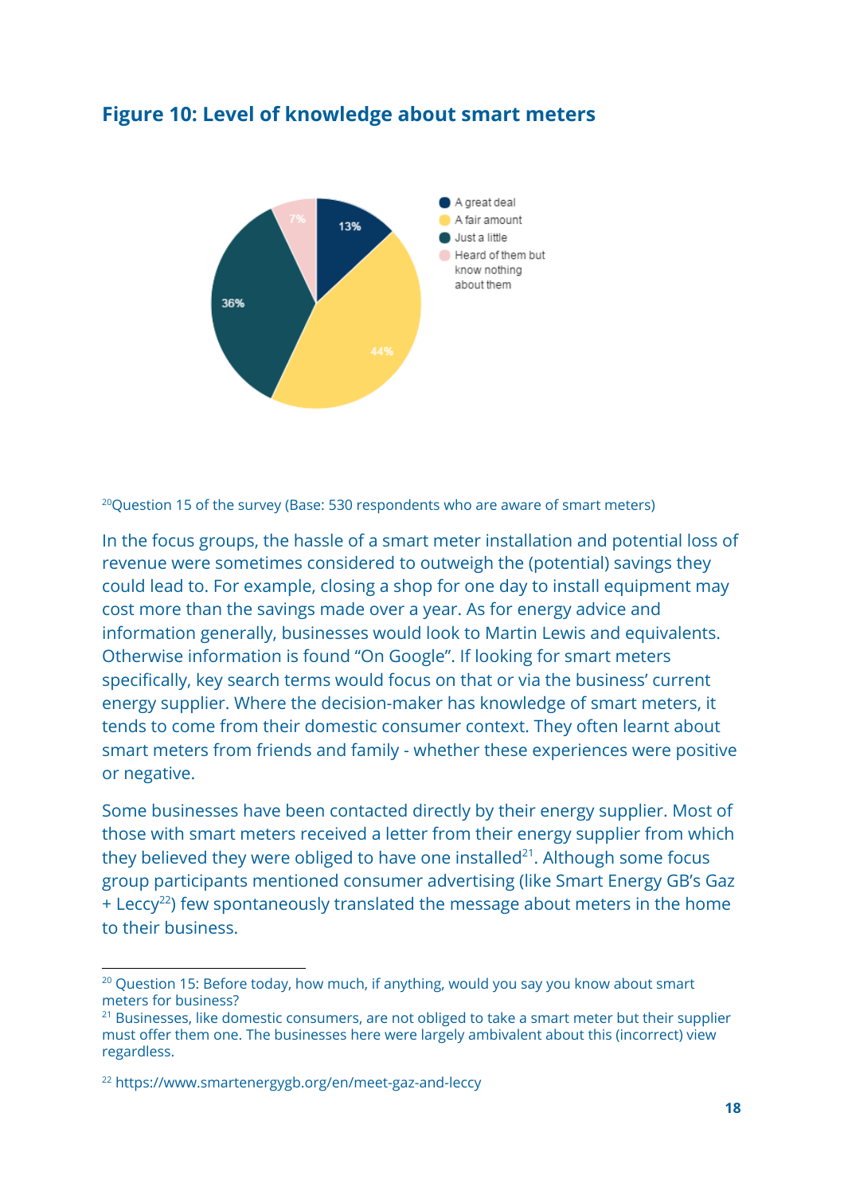## Figure 10: Level of knowledge about smart meters

- A great deal: 13%
- A fair amount: 44%
- Just a little: 36%
- Heard of them but know nothing about them: 7%

[20]Question 15 of the survey (Base: 530 respondents who are aware of smart meters)

In the focus groups, the hassle of a smart meter installation and potential loss of revenue were sometimes considered to outweigh the (potential) savings they could lead to. For example, closing a shop for one day to install equipment may cost more than the savings made over a year. As for energy advice and information generally, businesses would look to Martin Lewis and equivalents. Otherwise information is found "On Google". If looking for smart meters specifically, key search terms would focus on that or via the business' current energy supplier. Where the decision-maker has knowledge of smart meters, it tends to come from their domestic consumer context. They often learnt about smart meters from friends and family - whether these experiences were positive or negative.

Some businesses have been contacted directly by their energy supplier. Most of those with smart meters received a letter from their energy supplier from which they believed they were obliged to have one installed[21]. Although some focus group participants mentioned consumer advertising (like Smart Energy GB's Gaz + Leccy[22]) few spontaneously translated the message about meters in the home to their business.

---

[20] Question 15: Before today, how much, if anything, would you say you know about smart meters for business?

[21] Businesses, like domestic consumers, are not obliged to take a smart meter but their supplier must offer them one. The businesses here were largely ambivalent about this (incorrect) view regardless.

[22] https://www.smartenergygb.org/en/meet-gaz-and-leccy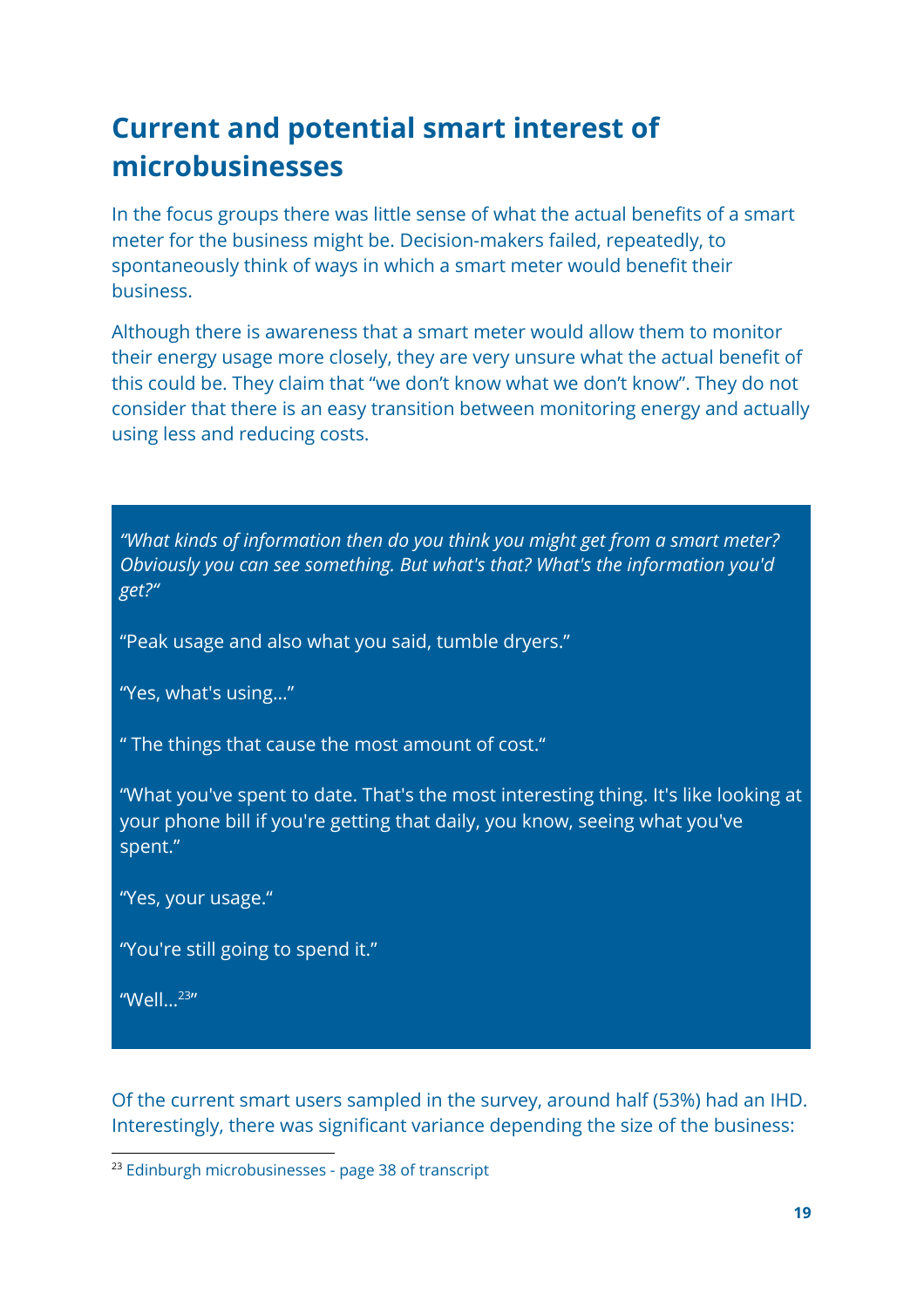## Current and potential smart interest of microbusinesses

In the focus groups there was little sense of what the actual benefits of a smart meter for the business might be. Decision-makers failed, repeatedly, to spontaneously think of ways in which a smart meter would benefit their business.

Although there is awareness that a smart meter would allow them to monitor their energy usage more closely, they are very unsure what the actual benefit of this could be. They claim that "we don't know what we don't know". They do not consider that there is an easy transition between monitoring energy and actually using less and reducing costs.

> *"What kinds of information then do you think you might get from a smart meter? Obviously you can see something. But what's that? What's the information you'd get?"*
>
> "Peak usage and also what you said, tumble dryers."
>
> "Yes, what's using..."
>
> " The things that cause the most amount of cost."
>
> "What you've spent to date. That's the most interesting thing. It's like looking at your phone bill if you're getting that daily, you know, seeing what you've spent."
>
> "Yes, your usage."
>
> "You're still going to spend it."
>
> "Well...[23]"

Of the current smart users sampled in the survey, around half (53%) had an IHD. Interestingly, there was significant variance depending the size of the business:

[23] Edinburgh microbusinesses - page 38 of transcript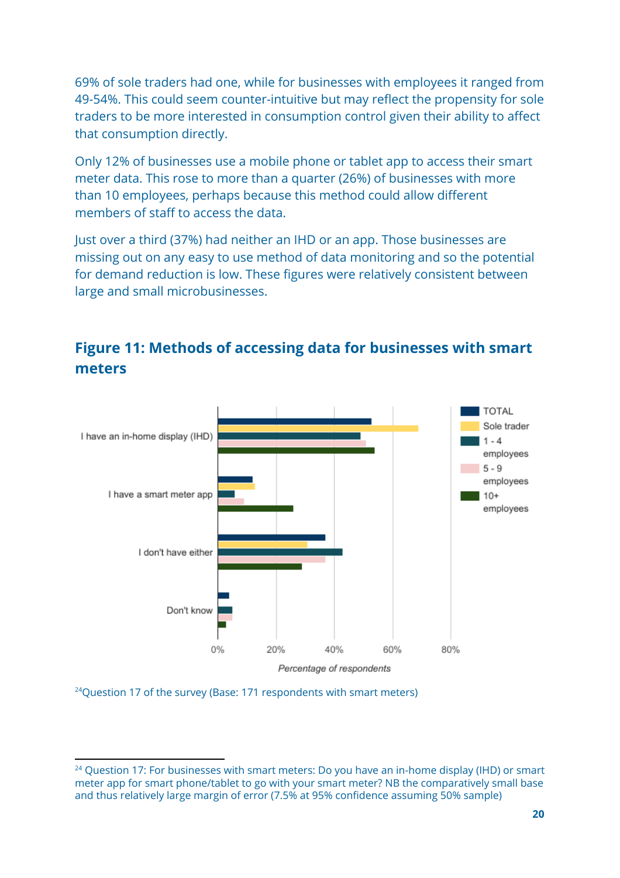69% of sole traders had one, while for businesses with employees it ranged from 49-54%. This could seem counter-intuitive but may reflect the propensity for sole traders to be more interested in consumption control given their ability to affect that consumption directly.

Only 12% of businesses use a mobile phone or tablet app to access their smart meter data. This rose to more than a quarter (26%) of businesses with more than 10 employees, perhaps because this method could allow different members of staff to access the data.

Just over a third (37%) had neither an IHD or an app. Those businesses are missing out on any easy to use method of data monitoring and so the potential for demand reduction is low. These figures were relatively consistent between large and small microbusinesses.

## Figure 11: Methods of accessing data for businesses with smart meters

[24]Question 17 of the survey (Base: 171 respondents with smart meters)

---

[24] Question 17: For businesses with smart meters: Do you have an in-home display (IHD) or smart meter app for smart phone/tablet to go with your smart meter? NB the comparatively small base and thus relatively large margin of error (7.5% at 95% confidence assuming 50% sample)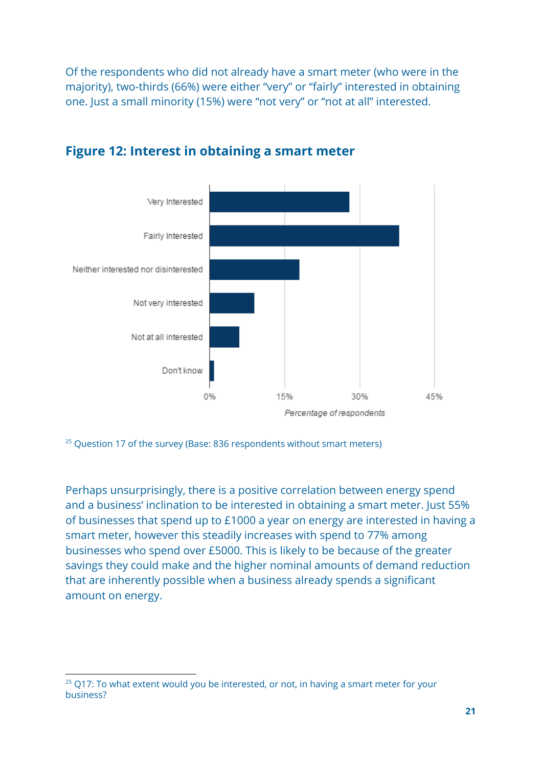Of the respondents who did not already have a smart meter (who were in the majority), two-thirds (66%) were either “very” or “fairly” interested in obtaining one. Just a small minority (15%) were “not very” or “not at all” interested.

## Figure 12: Interest in obtaining a smart meter

[25] Question 17 of the survey (Base: 836 respondents without smart meters)

Perhaps unsurprisingly, there is a positive correlation between energy spend and a business' inclination to be interested in obtaining a smart meter. Just 55% of businesses that spend up to £1000 a year on energy are interested in having a smart meter, however this steadily increases with spend to 77% among businesses who spend over £5000. This is likely to be because of the greater savings they could make and the higher nominal amounts of demand reduction that are inherently possible when a business already spends a significant amount on energy.

---

[25] Q17: To what extent would you be interested, or not, in having a smart meter for your business?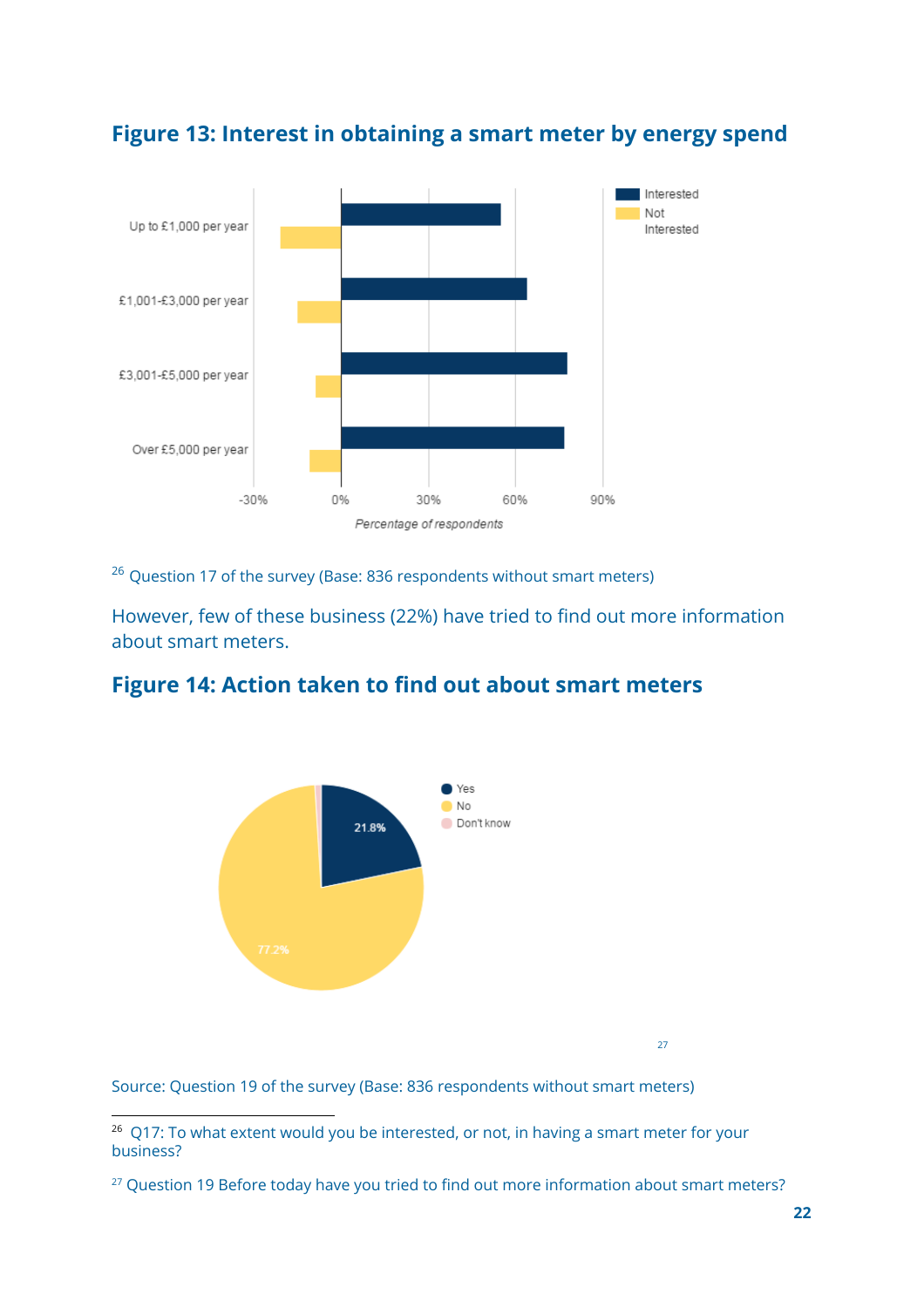## Figure 13: Interest in obtaining a smart meter by energy spend

[26] Question 17 of the survey (Base: 836 respondents without smart meters)

However, few of these business (22%) have tried to find out more information about smart meters.

## Figure 14: Action taken to find out about smart meters

[27]

Source: Question 19 of the survey (Base: 836 respondents without smart meters)

---

[26] Q17: To what extent would you be interested, or not, in having a smart meter for your business?

[27] Question 19 Before today have you tried to find out more information about smart meters?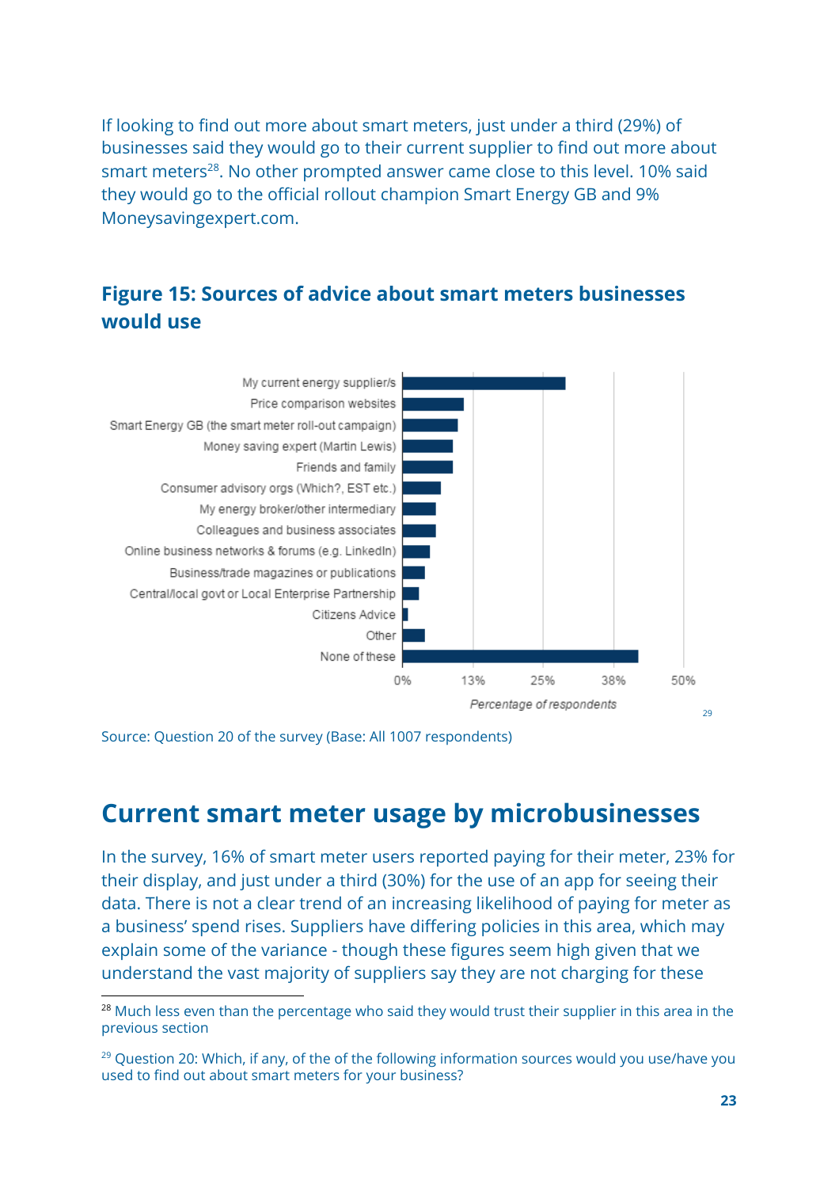If looking to find out more about smart meters, just under a third (29%) of businesses said they would go to their current supplier to find out more about smart meters[28]. No other prompted answer came close to this level. 10% said they would go to the official rollout champion Smart Energy GB and 9% Moneysavingexpert.com.

### Figure 15: Sources of advice about smart meters businesses would use

My current energy supplier/s
Price comparison websites
Smart Energy GB (the smart meter roll-out campaign)
Money saving expert (Martin Lewis)
Friends and family
Consumer advisory orgs (Which?, EST etc.)
My energy broker/other intermediary
Colleagues and business associates
Online business networks & forums (e.g. LinkedIn)
Business/trade magazines or publications
Central/local govt or Local Enterprise Partnership
Citizens Advice
Other
None of these

0% 13% 25% 38% 50%

*Percentage of respondents*

[29]

Source: Question 20 of the survey (Base: All 1007 respondents)

## Current smart meter usage by microbusinesses

In the survey, 16% of smart meter users reported paying for their meter, 23% for their display, and just under a third (30%) for the use of an app for seeing their data. There is not a clear trend of an increasing likelihood of paying for meter as a business' spend rises. Suppliers have differing policies in this area, which may explain some of the variance - though these figures seem high given that we understand the vast majority of suppliers say they are not charging for these

[28] Much less even than the percentage who said they would trust their supplier in this area in the previous section

[29] Question 20: Which, if any, of the of the following information sources would you use/have you used to find out about smart meters for your business?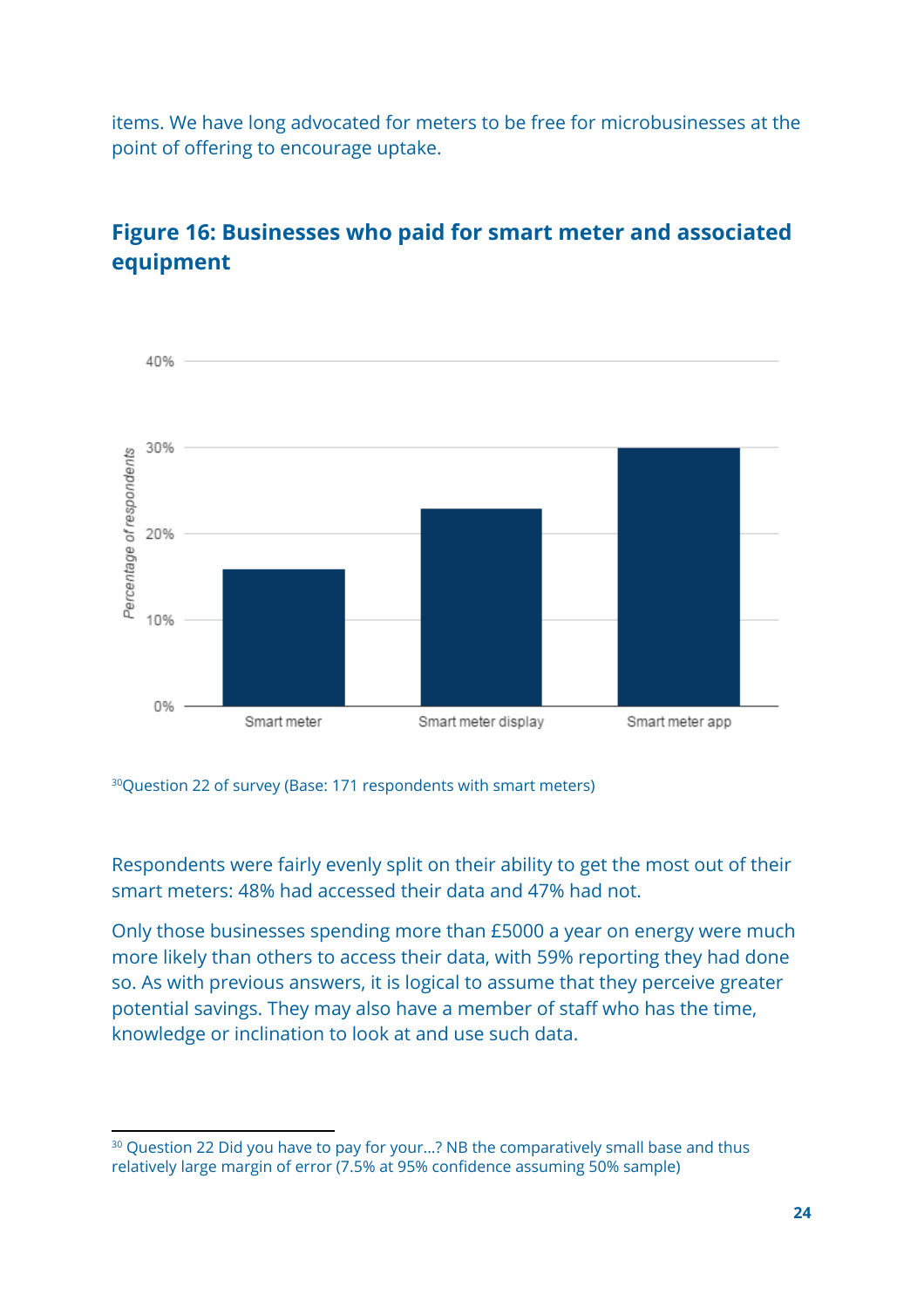items. We have long advocated for meters to be free for microbusinesses at the point of offering to encourage uptake.

## Figure 16: Businesses who paid for smart meter and associated equipment

[30]Question 22 of survey (Base: 171 respondents with smart meters)

Respondents were fairly evenly split on their ability to get the most out of their smart meters: 48% had accessed their data and 47% had not.

Only those businesses spending more than £5000 a year on energy were much more likely than others to access their data, with 59% reporting they had done so. As with previous answers, it is logical to assume that they perceive greater potential savings. They may also have a member of staff who has the time, knowledge or inclination to look at and use such data.

[30] Question 22 Did you have to pay for your...? NB the comparatively small base and thus relatively large margin of error (7.5% at 95% confidence assuming 50% sample)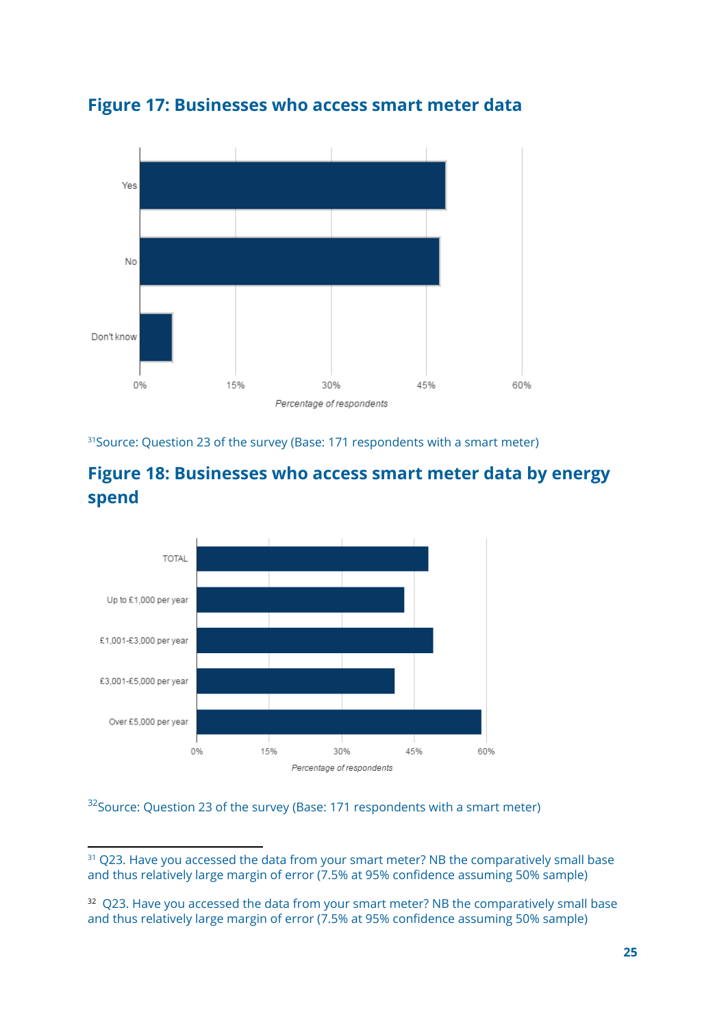## Figure 17: Businesses who access smart meter data

[31]Source: Question 23 of the survey (Base: 171 respondents with a smart meter)

## Figure 18: Businesses who access smart meter data by energy spend

[32]Source: Question 23 of the survey (Base: 171 respondents with a smart meter)

---

[31] Q23. Have you accessed the data from your smart meter? NB the comparatively small base and thus relatively large margin of error (7.5% at 95% confidence assuming 50% sample)

[32] Q23. Have you accessed the data from your smart meter? NB the comparatively small base and thus relatively large margin of error (7.5% at 95% confidence assuming 50% sample)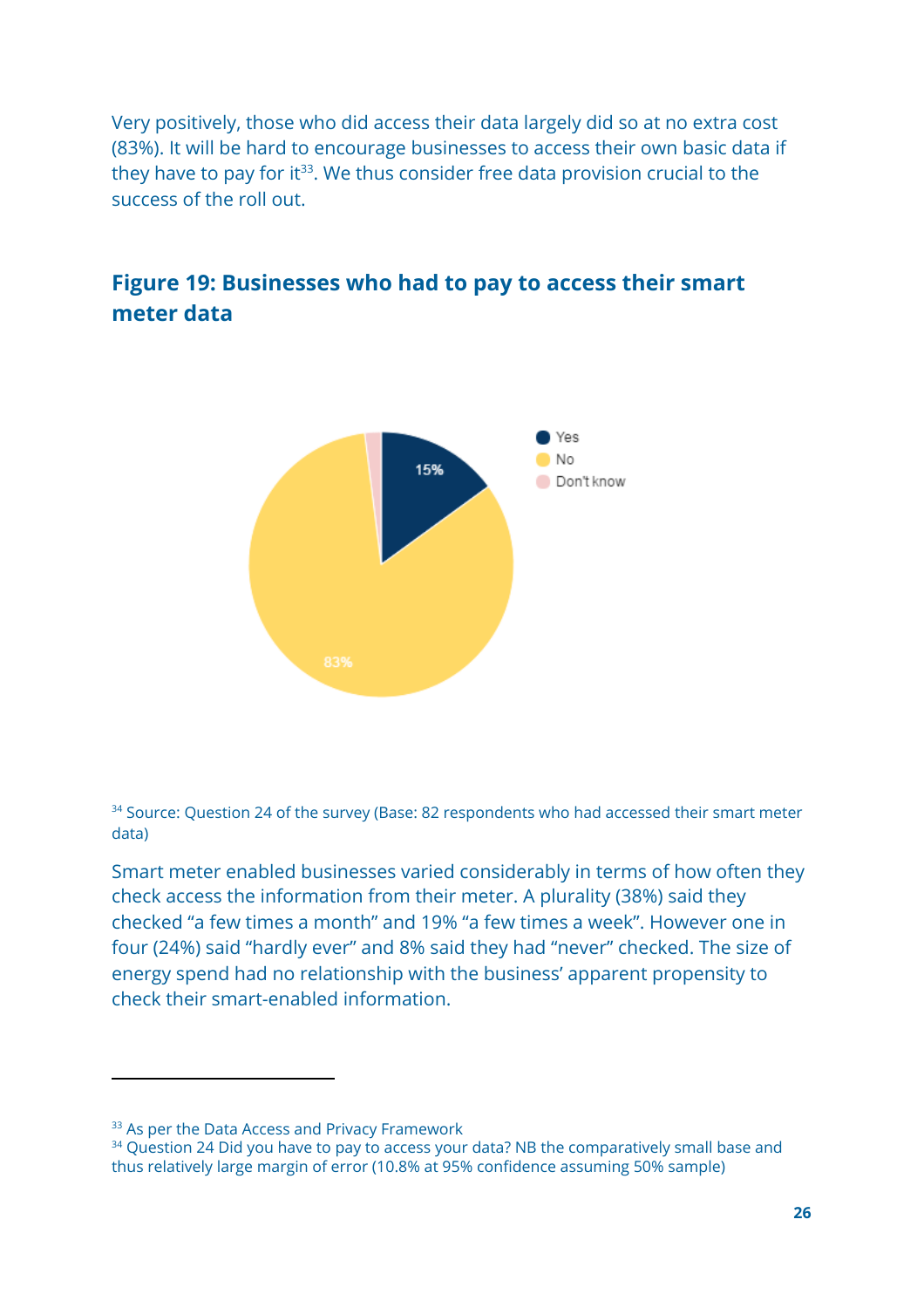Very positively, those who did access their data largely did so at no extra cost (83%). It will be hard to encourage businesses to access their own basic data if they have to pay for it[33]. We thus consider free data provision crucial to the success of the roll out.

## Figure 19: Businesses who had to pay to access their smart meter data

[34] Source: Question 24 of the survey (Base: 82 respondents who had accessed their smart meter data)

Smart meter enabled businesses varied considerably in terms of how often they check access the information from their meter. A plurality (38%) said they checked "a few times a month" and 19% "a few times a week". However one in four (24%) said "hardly ever" and 8% said they had "never" checked. The size of energy spend had no relationship with the business' apparent propensity to check their smart-enabled information.

---

[33] As per the Data Access and Privacy Framework

[34] Question 24 Did you have to pay to access your data? NB the comparatively small base and thus relatively large margin of error (10.8% at 95% confidence assuming 50% sample)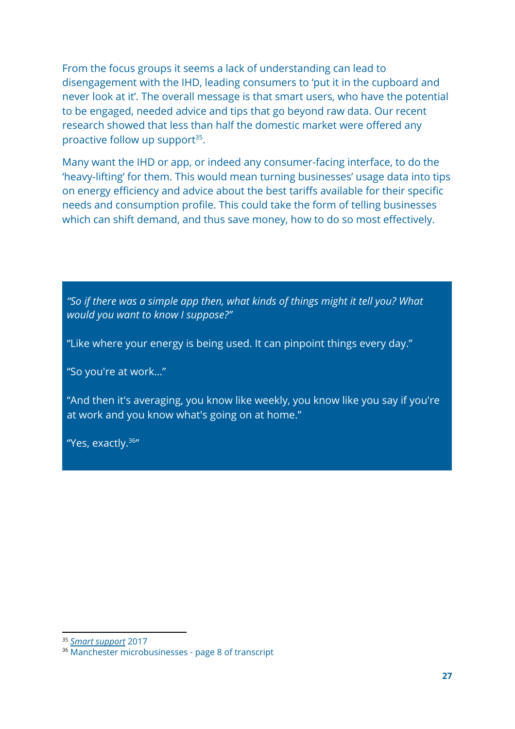From the focus groups it seems a lack of understanding can lead to disengagement with the IHD, leading consumers to 'put it in the cupboard and never look at it'. The overall message is that smart users, who have the potential to be engaged, needed advice and tips that go beyond raw data. Our recent research showed that less than half the domestic market were offered any proactive follow up support[35].

Many want the IHD or app, or indeed any consumer-facing interface, to do the 'heavy-lifting' for them. This would mean turning businesses' usage data into tips on energy efficiency and advice about the best tariffs available for their specific needs and consumption profile. This could take the form of telling businesses which can shift demand, and thus save money, how to do so most effectively.

> *"So if there was a simple app then, what kinds of things might it tell you? What would you want to know I suppose?"*
>
> "Like where your energy is being used. It can pinpoint things every day."
>
> "So you're at work…"
>
> "And then it's averaging, you know like weekly, you know like you say if you're at work and you know what's going on at home."
>
> "Yes, exactly.[36]"

[35] *Smart support* 2017

[36] Manchester microbusinesses - page 8 of transcript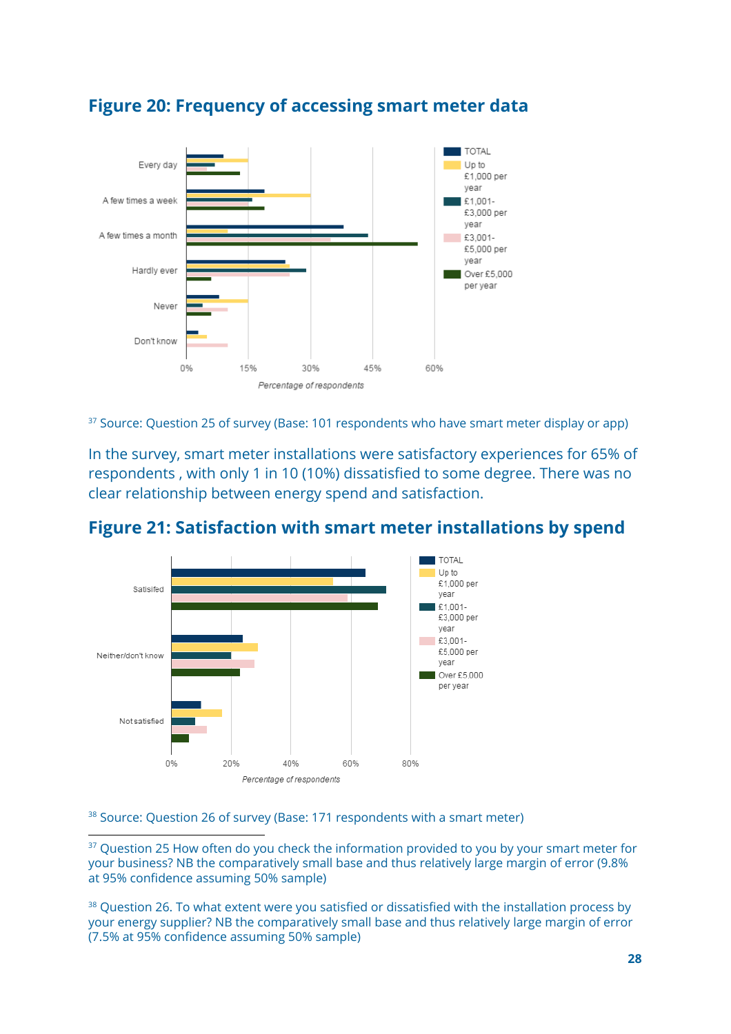## Figure 20: Frequency of accessing smart meter data

Source: Question 25 of survey (Base: 101 respondents who have smart meter display or app)[37]

In the survey, smart meter installations were satisfactory experiences for 65% of respondents , with only 1 in 10 (10%) dissatisfied to some degree. There was no clear relationship between energy spend and satisfaction.

## Figure 21: Satisfaction with smart meter installations by spend

Source: Question 26 of survey (Base: 171 respondents with a smart meter)[38]

---

[37] Question 25 How often do you check the information provided to you by your smart meter for your business? NB the comparatively small base and thus relatively large margin of error (9.8% at 95% confidence assuming 50% sample)

[38] Question 26. To what extent were you satisfied or dissatisfied with the installation process by your energy supplier? NB the comparatively small base and thus relatively large margin of error (7.5% at 95% confidence assuming 50% sample)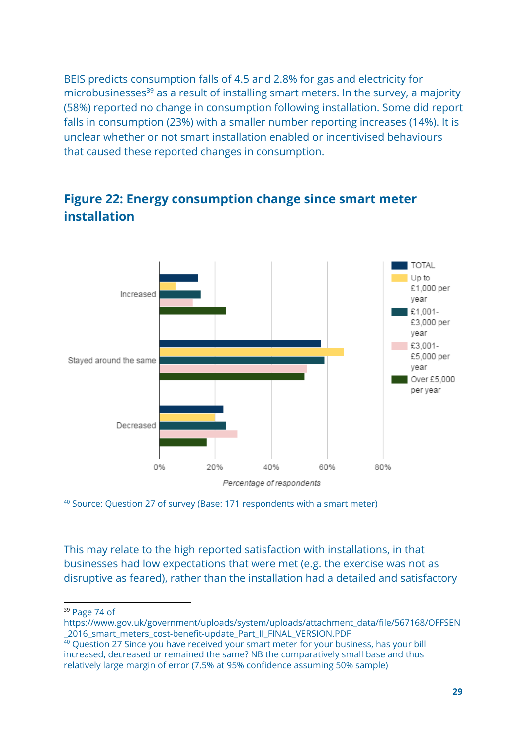BEIS predicts consumption falls of 4.5 and 2.8% for gas and electricity for microbusinesses[39] as a result of installing smart meters. In the survey, a majority (58%) reported no change in consumption following installation. Some did report falls in consumption (23%) with a smaller number reporting increases (14%). It is unclear whether or not smart installation enabled or incentivised behaviours that caused these reported changes in consumption.

## Figure 22: Energy consumption change since smart meter installation

[40] Source: Question 27 of survey (Base: 171 respondents with a smart meter)

This may relate to the high reported satisfaction with installations, in that businesses had low expectations that were met (e.g. the exercise was not as disruptive as feared), rather than the installation had a detailed and satisfactory

---

[39] Page 74 of https://www.gov.uk/government/uploads/system/uploads/attachment_data/file/567168/OFFSEN_2016_smart_meters_cost-benefit-update_Part_II_FINAL_VERSION.PDF

[40] Question 27 Since you have received your smart meter for your business, has your bill increased, decreased or remained the same? NB the comparatively small base and thus relatively large margin of error (7.5% at 95% confidence assuming 50% sample)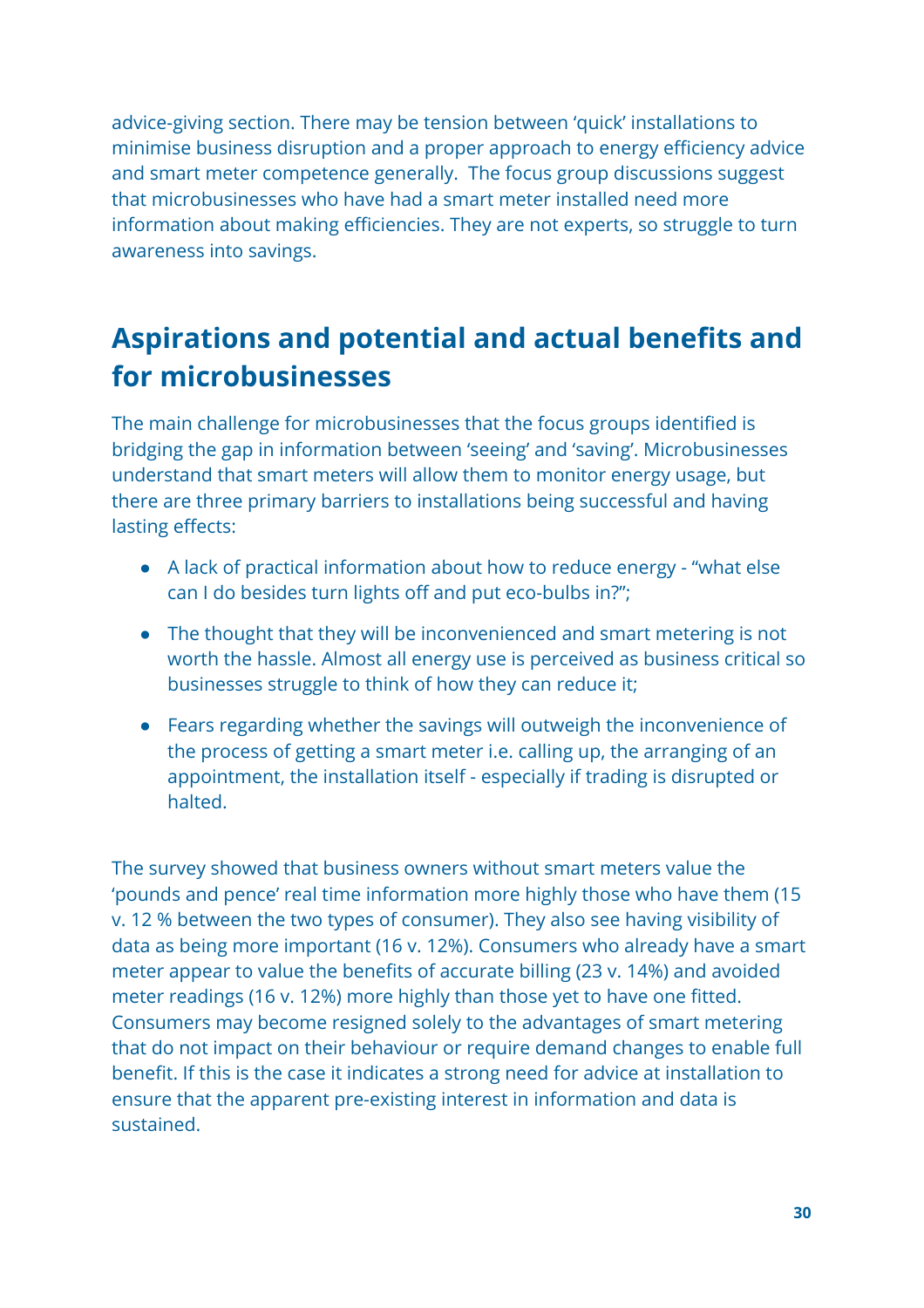advice-giving section. There may be tension between 'quick' installations to minimise business disruption and a proper approach to energy efficiency advice and smart meter competence generally. The focus group discussions suggest that microbusinesses who have had a smart meter installed need more information about making efficiencies. They are not experts, so struggle to turn awareness into savings.

## Aspirations and potential and actual benefits and for microbusinesses

The main challenge for microbusinesses that the focus groups identified is bridging the gap in information between 'seeing' and 'saving'. Microbusinesses understand that smart meters will allow them to monitor energy usage, but there are three primary barriers to installations being successful and having lasting effects:

- A lack of practical information about how to reduce energy - "what else can I do besides turn lights off and put eco-bulbs in?";
- The thought that they will be inconvenienced and smart metering is not worth the hassle. Almost all energy use is perceived as business critical so businesses struggle to think of how they can reduce it;
- Fears regarding whether the savings will outweigh the inconvenience of the process of getting a smart meter i.e. calling up, the arranging of an appointment, the installation itself - especially if trading is disrupted or halted.

The survey showed that business owners without smart meters value the 'pounds and pence' real time information more highly those who have them (15 v. 12 % between the two types of consumer). They also see having visibility of data as being more important (16 v. 12%). Consumers who already have a smart meter appear to value the benefits of accurate billing (23 v. 14%) and avoided meter readings (16 v. 12%) more highly than those yet to have one fitted. Consumers may become resigned solely to the advantages of smart metering that do not impact on their behaviour or require demand changes to enable full benefit. If this is the case it indicates a strong need for advice at installation to ensure that the apparent pre-existing interest in information and data is sustained.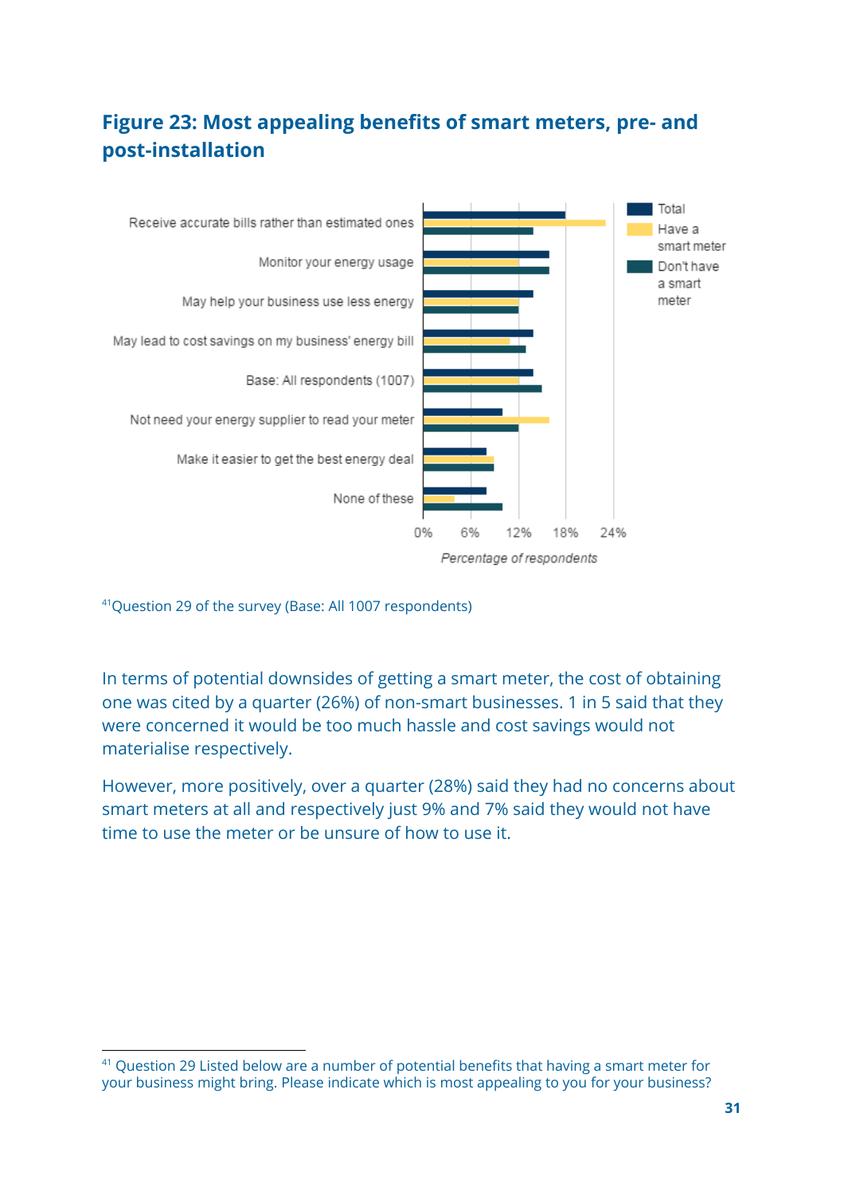## Figure 23: Most appealing benefits of smart meters, pre- and post-installation

| | Total | Have a smart meter | Don't have a smart meter |
|---|---|---|---|
| Receive accurate bills rather than estimated ones | 18% | 23% | 14% |
| Monitor your energy usage | 16% | 12% | 16% |
| May help your business use less energy | 14% | 12% | 12% |
| May lead to cost savings on my business' energy bill | 14% | 11% | 13% |
| Base: All respondents (1007) | 14% | 12% | 15% |
| Not need your energy supplier to read your meter | 10% | 16% | 12% |
| Make it easier to get the best energy deal | 8% | 9% | 9% |
| None of these | 8% | 4% | 10% |

*Percentage of respondents*

[41]Question 29 of the survey (Base: All 1007 respondents)

In terms of potential downsides of getting a smart meter, the cost of obtaining one was cited by a quarter (26%) of non-smart businesses. 1 in 5 said that they were concerned it would be too much hassle and cost savings would not materialise respectively.

However, more positively, over a quarter (28%) said they had no concerns about smart meters at all and respectively just 9% and 7% said they would not have time to use the meter or be unsure of how to use it.

[41] Question 29 Listed below are a number of potential benefits that having a smart meter for your business might bring. Please indicate which is most appealing to you for your business?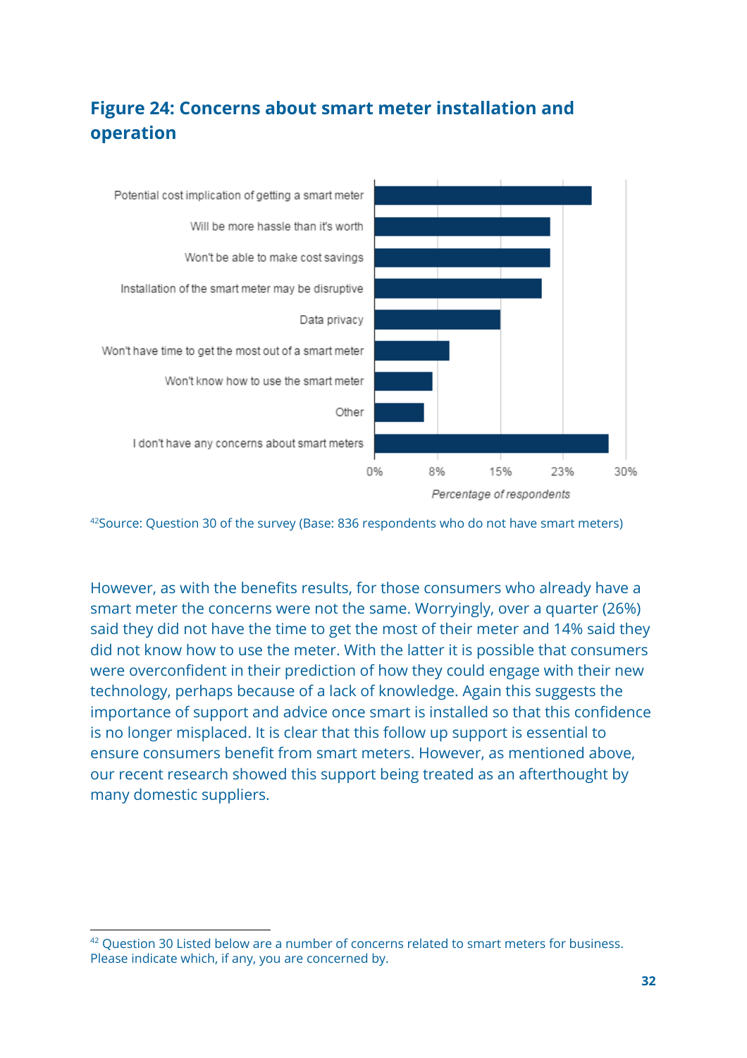## Figure 24: Concerns about smart meter installation and operation

Potential cost implication of getting a smart meter
Will be more hassle than it's worth
Won't be able to make cost savings
Installation of the smart meter may be disruptive
Data privacy
Won't have time to get the most out of a smart meter
Won't know how to use the smart meter
Other
I don't have any concerns about smart meters

0% 8% 15% 23% 30%

*Percentage of respondents*

[42]Source: Question 30 of the survey (Base: 836 respondents who do not have smart meters)

However, as with the benefits results, for those consumers who already have a smart meter the concerns were not the same. Worryingly, over a quarter (26%) said they did not have the time to get the most of their meter and 14% said they did not know how to use the meter. With the latter it is possible that consumers were overconfident in their prediction of how they could engage with their new technology, perhaps because of a lack of knowledge. Again this suggests the importance of support and advice once smart is installed so that this confidence is no longer misplaced. It is clear that this follow up support is essential to ensure consumers benefit from smart meters. However, as mentioned above, our recent research showed this support being treated as an afterthought by many domestic suppliers.

---

[42] Question 30 Listed below are a number of concerns related to smart meters for business. Please indicate which, if any, you are concerned by.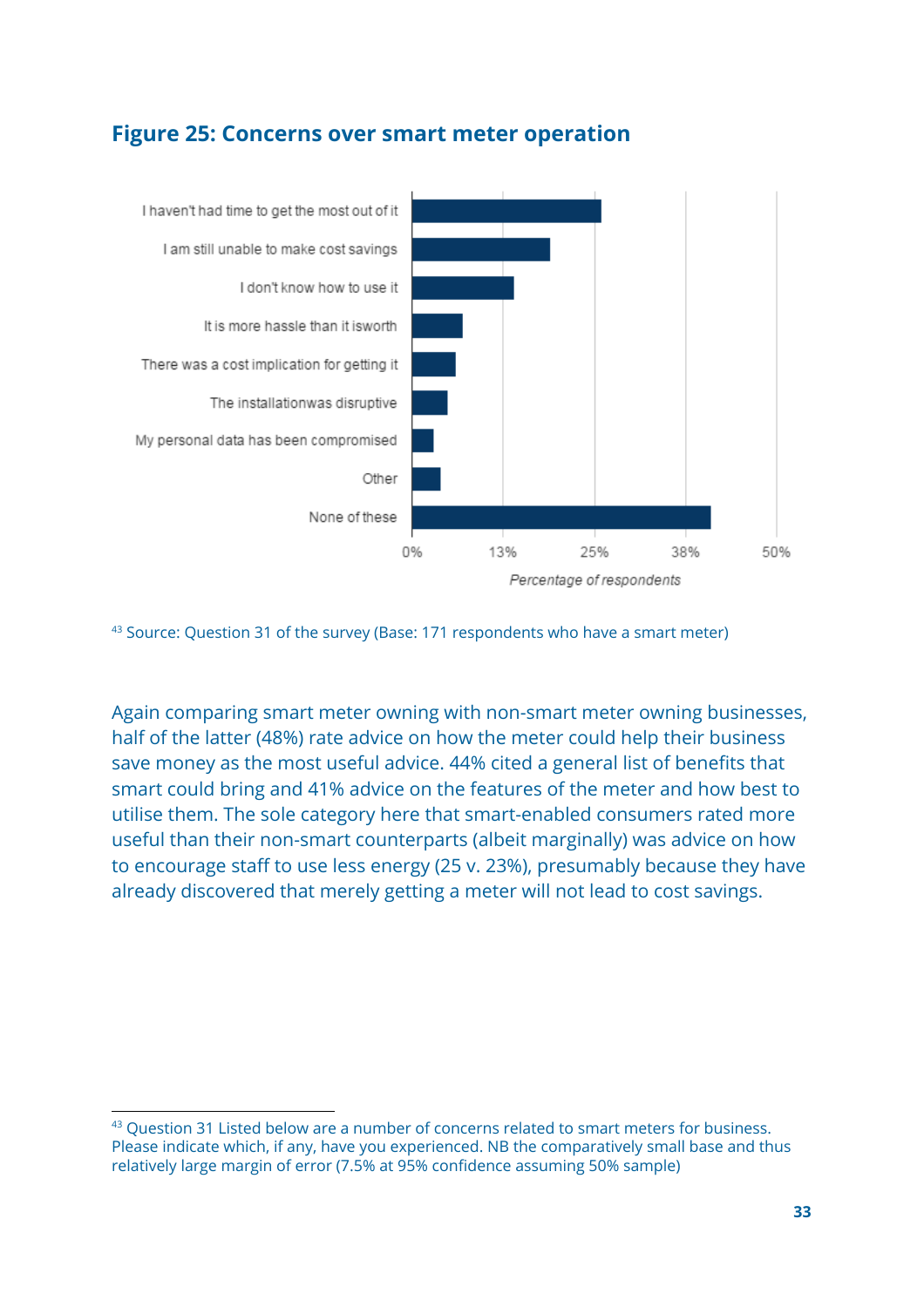## Figure 25: Concerns over smart meter operation

| Concern | Approximate % of respondents |
| --- | --- |
| I haven't had time to get the most out of it | ~26% |
| I am still unable to make cost savings | ~19% |
| I don't know how to use it | ~14% |
| It is more hassle than it isworth | ~7% |
| There was a cost implication for getting it | ~6% |
| The installationwas disruptive | ~5% |
| My personal data has been compromised | ~3% |
| Other | ~4% |
| None of these | ~41% |

Approximate values estimated from the bar lengths. Axis: 0%, 13%, 25%, 38%, 50% (Percentage of respondents).

[43] Source: Question 31 of the survey (Base: 171 respondents who have a smart meter)

Again comparing smart meter owning with non-smart meter owning businesses, half of the latter (48%) rate advice on how the meter could help their business save money as the most useful advice. 44% cited a general list of benefits that smart could bring and 41% advice on the features of the meter and how best to utilise them. The sole category here that smart-enabled consumers rated more useful than their non-smart counterparts (albeit marginally) was advice on how to encourage staff to use less energy (25 v. 23%), presumably because they have already discovered that merely getting a meter will not lead to cost savings.

---

[43] Question 31 Listed below are a number of concerns related to smart meters for business. Please indicate which, if any, have you experienced. NB the comparatively small base and thus relatively large margin of error (7.5% at 95% confidence assuming 50% sample)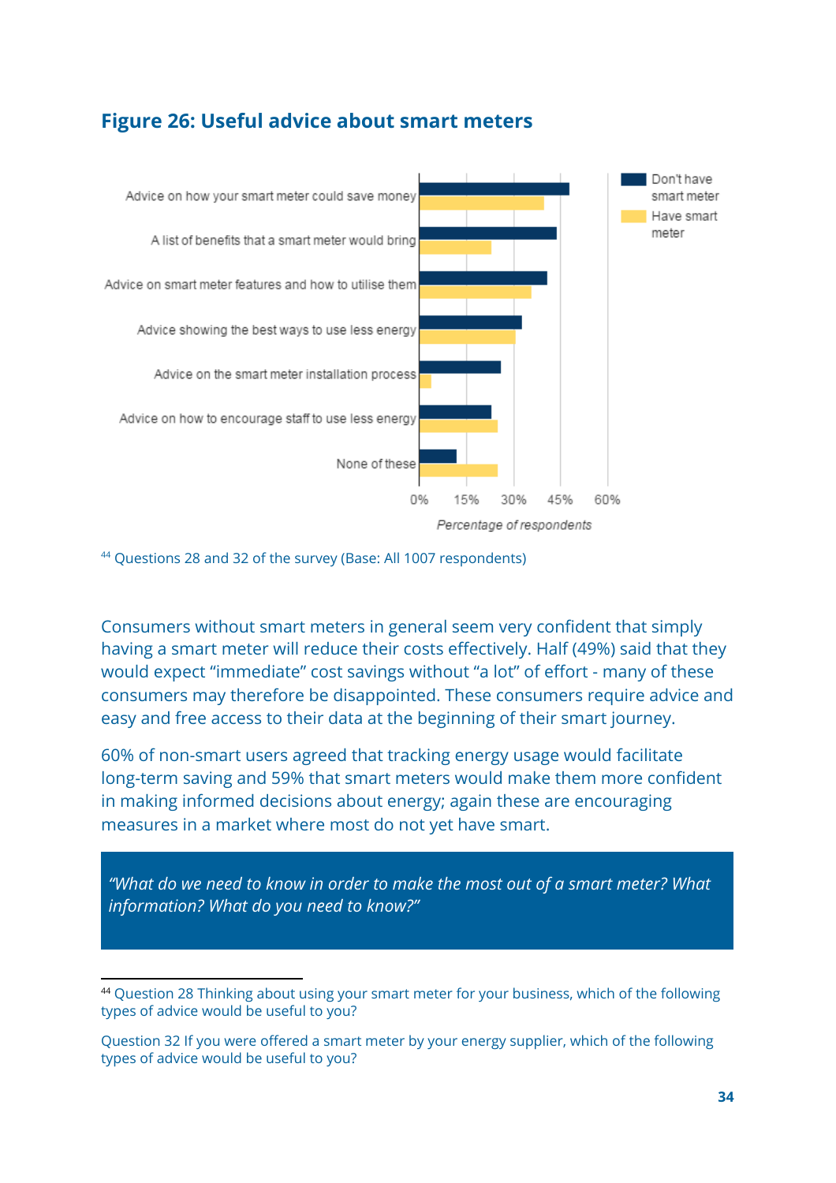## Figure 26: Useful advice about smart meters

[44] Questions 28 and 32 of the survey (Base: All 1007 respondents)

Consumers without smart meters in general seem very confident that simply having a smart meter will reduce their costs effectively. Half (49%) said that they would expect "immediate" cost savings without "a lot" of effort - many of these consumers may therefore be disappointed. These consumers require advice and easy and free access to their data at the beginning of their smart journey.

60% of non-smart users agreed that tracking energy usage would facilitate long-term saving and 59% that smart meters would make them more confident in making informed decisions about energy; again these are encouraging measures in a market where most do not yet have smart.

> *"What do we need to know in order to make the most out of a smart meter? What information? What do you need to know?"*

[44] Question 28 Thinking about using your smart meter for your business, which of the following types of advice would be useful to you?

Question 32 If you were offered a smart meter by your energy supplier, which of the following types of advice would be useful to you?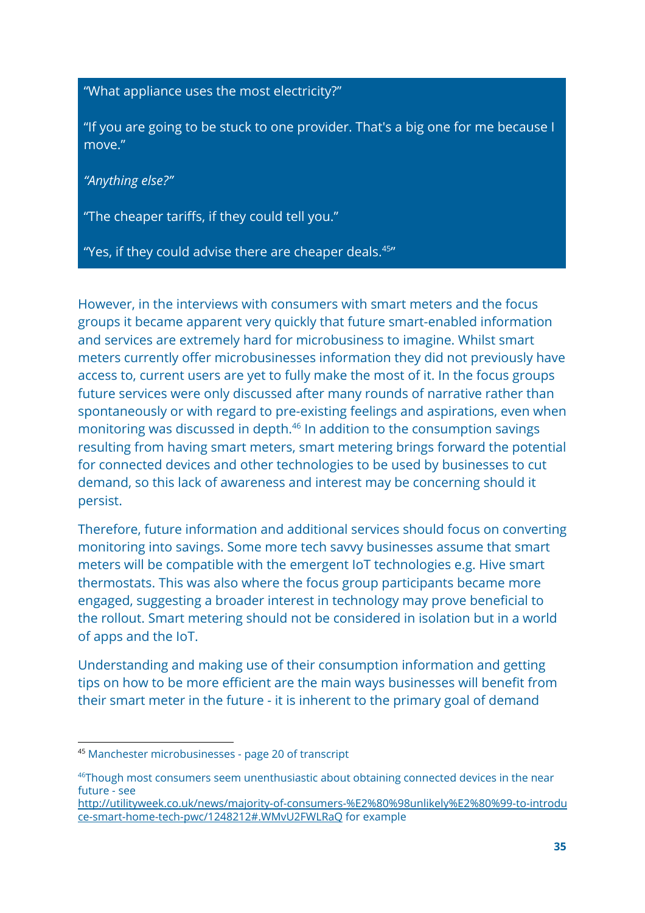"What appliance uses the most electricity?"

"If you are going to be stuck to one provider. That's a big one for me because I move."

*"Anything else?"*

"The cheaper tariffs, if they could tell you."

"Yes, if they could advise there are cheaper deals.[45]"

However, in the interviews with consumers with smart meters and the focus groups it became apparent very quickly that future smart-enabled information and services are extremely hard for microbusiness to imagine. Whilst smart meters currently offer microbusinesses information they did not previously have access to, current users are yet to fully make the most of it. In the focus groups future services were only discussed after many rounds of narrative rather than spontaneously or with regard to pre-existing feelings and aspirations, even when monitoring was discussed in depth.[46] In addition to the consumption savings resulting from having smart meters, smart metering brings forward the potential for connected devices and other technologies to be used by businesses to cut demand, so this lack of awareness and interest may be concerning should it persist.

Therefore, future information and additional services should focus on converting monitoring into savings. Some more tech savvy businesses assume that smart meters will be compatible with the emergent IoT technologies e.g. Hive smart thermostats. This was also where the focus group participants became more engaged, suggesting a broader interest in technology may prove beneficial to the rollout. Smart metering should not be considered in isolation but in a world of apps and the IoT.

Understanding and making use of their consumption information and getting tips on how to be more efficient are the main ways businesses will benefit from their smart meter in the future - it is inherent to the primary goal of demand

---

[45] Manchester microbusinesses - page 20 of transcript

[46] Though most consumers seem unenthusiastic about obtaining connected devices in the near future - see http://utilityweek.co.uk/news/majority-of-consumers-%E2%80%98unlikely%E2%80%99-to-introduce-smart-home-tech-pwc/1248212#.WMvU2FWLRaQ for example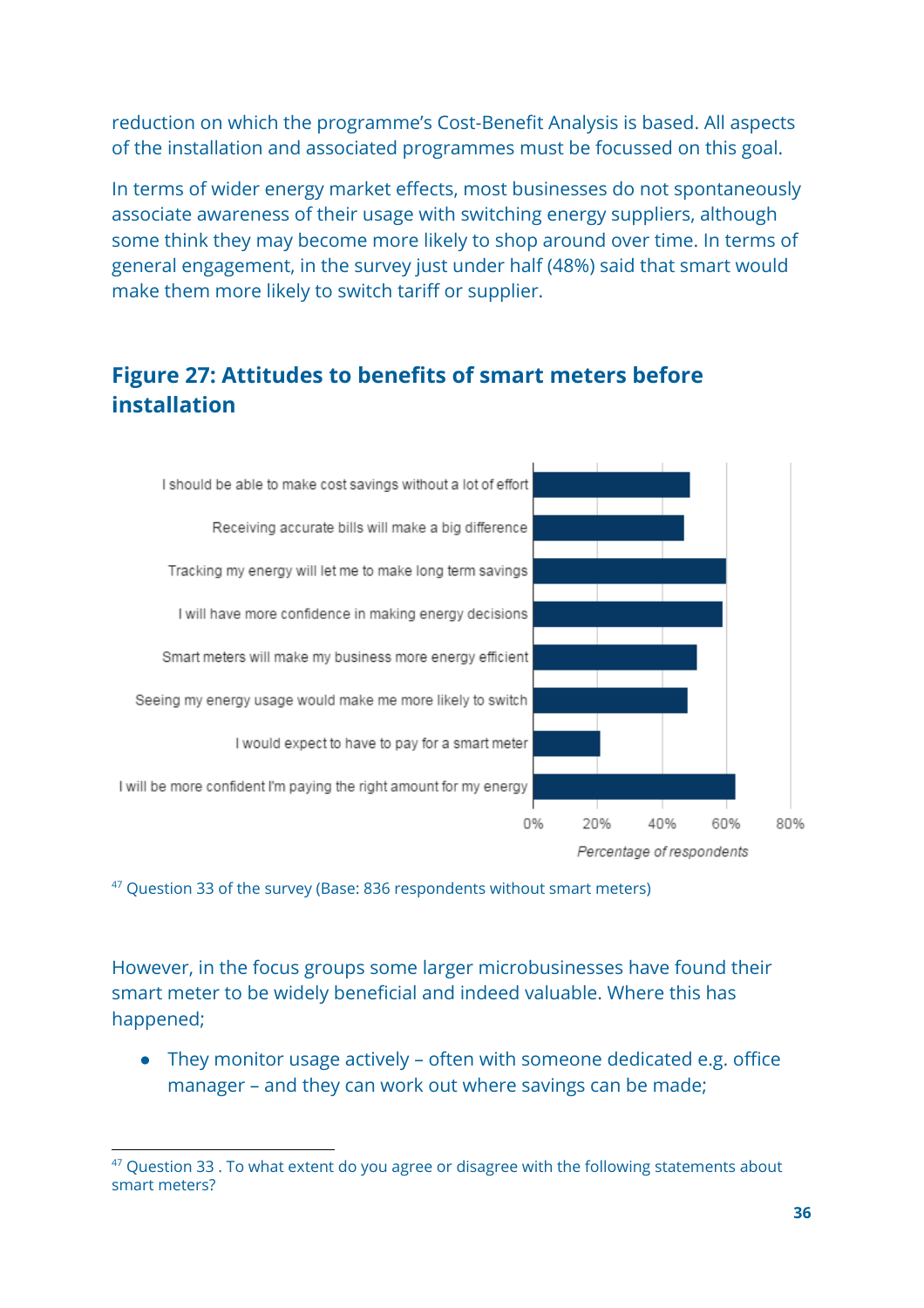reduction on which the programme's Cost-Benefit Analysis is based. All aspects of the installation and associated programmes must be focussed on this goal.

In terms of wider energy market effects, most businesses do not spontaneously associate awareness of their usage with switching energy suppliers, although some think they may become more likely to shop around over time. In terms of general engagement, in the survey just under half (48%) said that smart would make them more likely to switch tariff or supplier.

## Figure 27: Attitudes to benefits of smart meters before installation

| Statement | Percentage of respondents |
|---|---|
| I should be able to make cost savings without a lot of effort | ~49% |
| Receiving accurate bills will make a big difference | ~47% |
| Tracking my energy will let me to make long term savings | ~60% |
| I will have more confidence in making energy decisions | ~59% |
| Smart meters will make my business more energy efficient | ~51% |
| Seeing my energy usage would make me more likely to switch | ~48% |
| I would expect to have to pay for a smart meter | ~21% |
| I will be more confident I'm paying the right amount for my energy | ~63% |

[47] Question 33 of the survey (Base: 836 respondents without smart meters)

However, in the focus groups some larger microbusinesses have found their smart meter to be widely beneficial and indeed valuable. Where this has happened;

- They monitor usage actively – often with someone dedicated e.g. office manager – and they can work out where savings can be made;

[47] Question 33 . To what extent do you agree or disagree with the following statements about smart meters?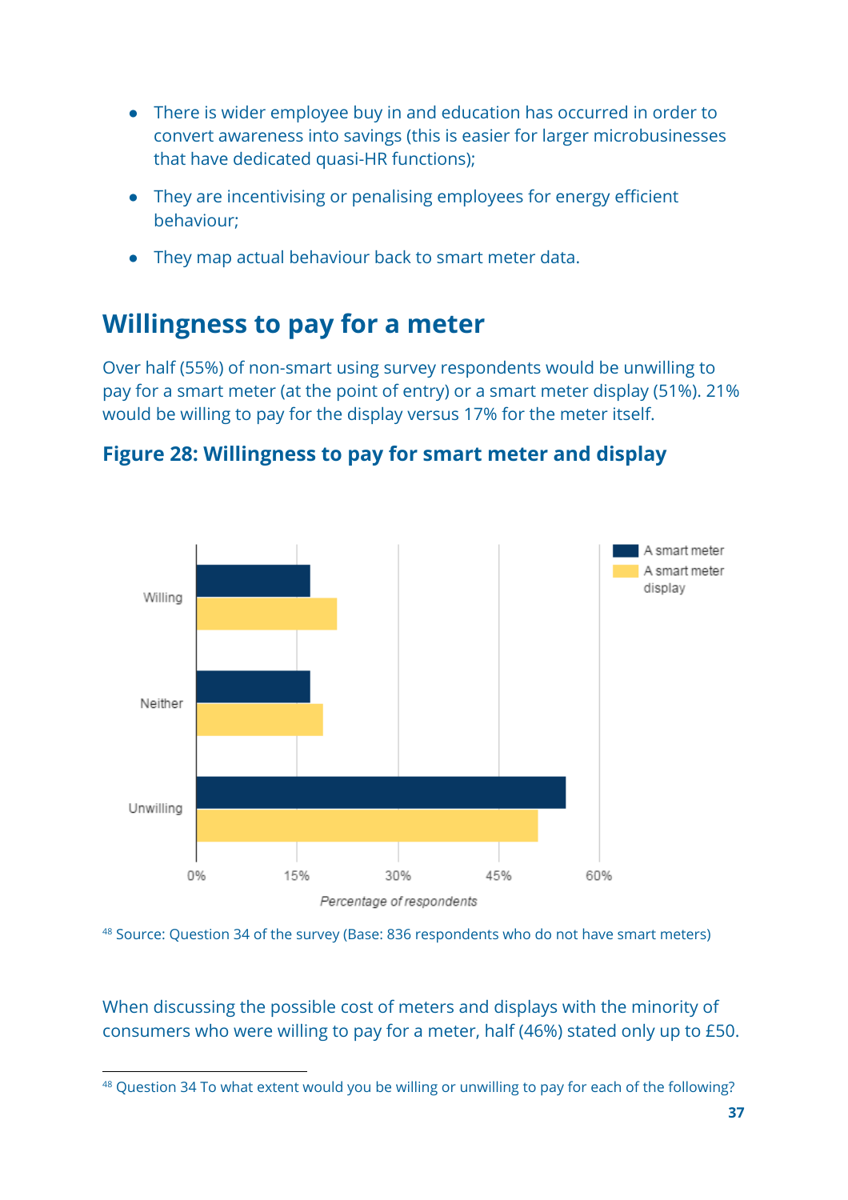- There is wider employee buy in and education has occurred in order to convert awareness into savings (this is easier for larger microbusinesses that have dedicated quasi-HR functions);
- They are incentivising or penalising employees for energy efficient behaviour;
- They map actual behaviour back to smart meter data.

## Willingness to pay for a meter

Over half (55%) of non-smart using survey respondents would be unwilling to pay for a smart meter (at the point of entry) or a smart meter display (51%). 21% would be willing to pay for the display versus 17% for the meter itself.

### Figure 28: Willingness to pay for smart meter and display

[48] Source: Question 34 of the survey (Base: 836 respondents who do not have smart meters)

When discussing the possible cost of meters and displays with the minority of consumers who were willing to pay for a meter, half (46%) stated only up to £50.

---

[48] Question 34 To what extent would you be willing or unwilling to pay for each of the following?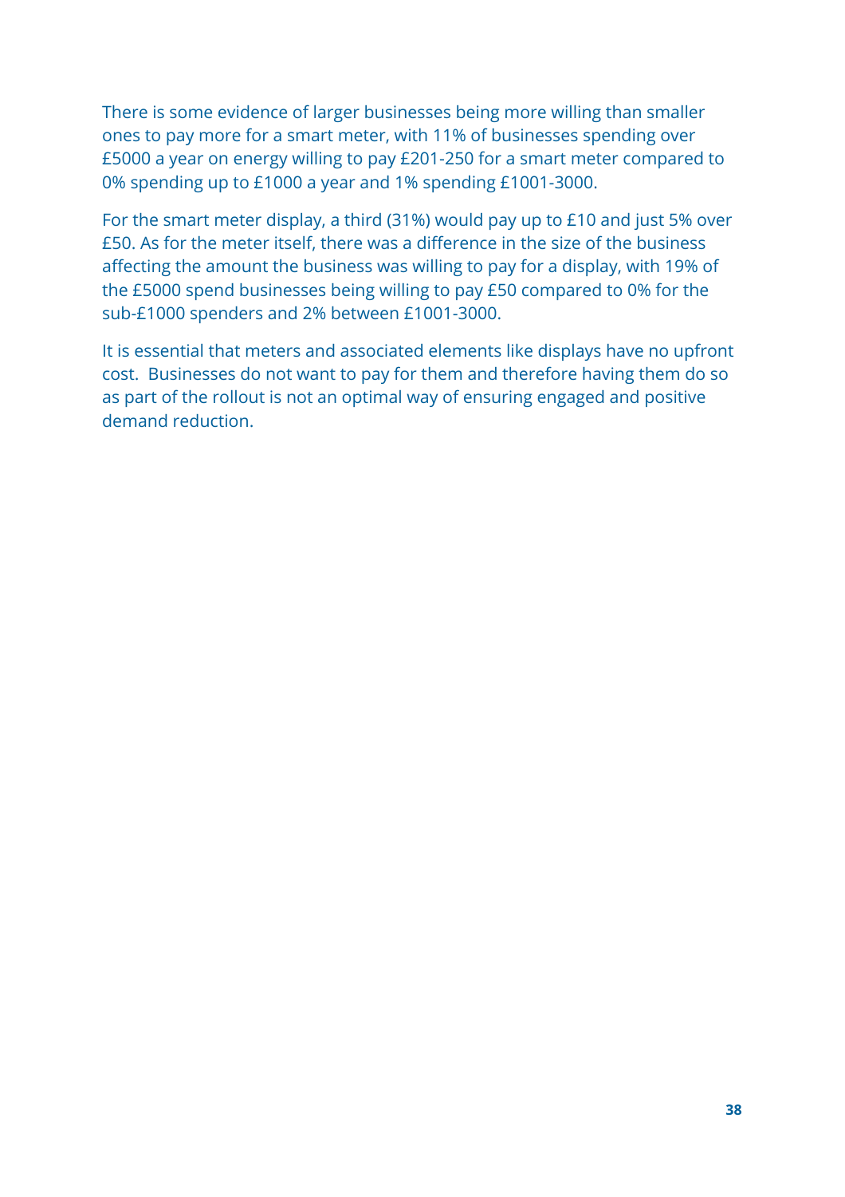There is some evidence of larger businesses being more willing than smaller ones to pay more for a smart meter, with 11% of businesses spending over £5000 a year on energy willing to pay £201-250 for a smart meter compared to 0% spending up to £1000 a year and 1% spending £1001-3000.

For the smart meter display, a third (31%) would pay up to £10 and just 5% over £50. As for the meter itself, there was a difference in the size of the business affecting the amount the business was willing to pay for a display, with 19% of the £5000 spend businesses being willing to pay £50 compared to 0% for the sub-£1000 spenders and 2% between £1001-3000.

It is essential that meters and associated elements like displays have no upfront cost. Businesses do not want to pay for them and therefore having them do so as part of the rollout is not an optimal way of ensuring engaged and positive demand reduction.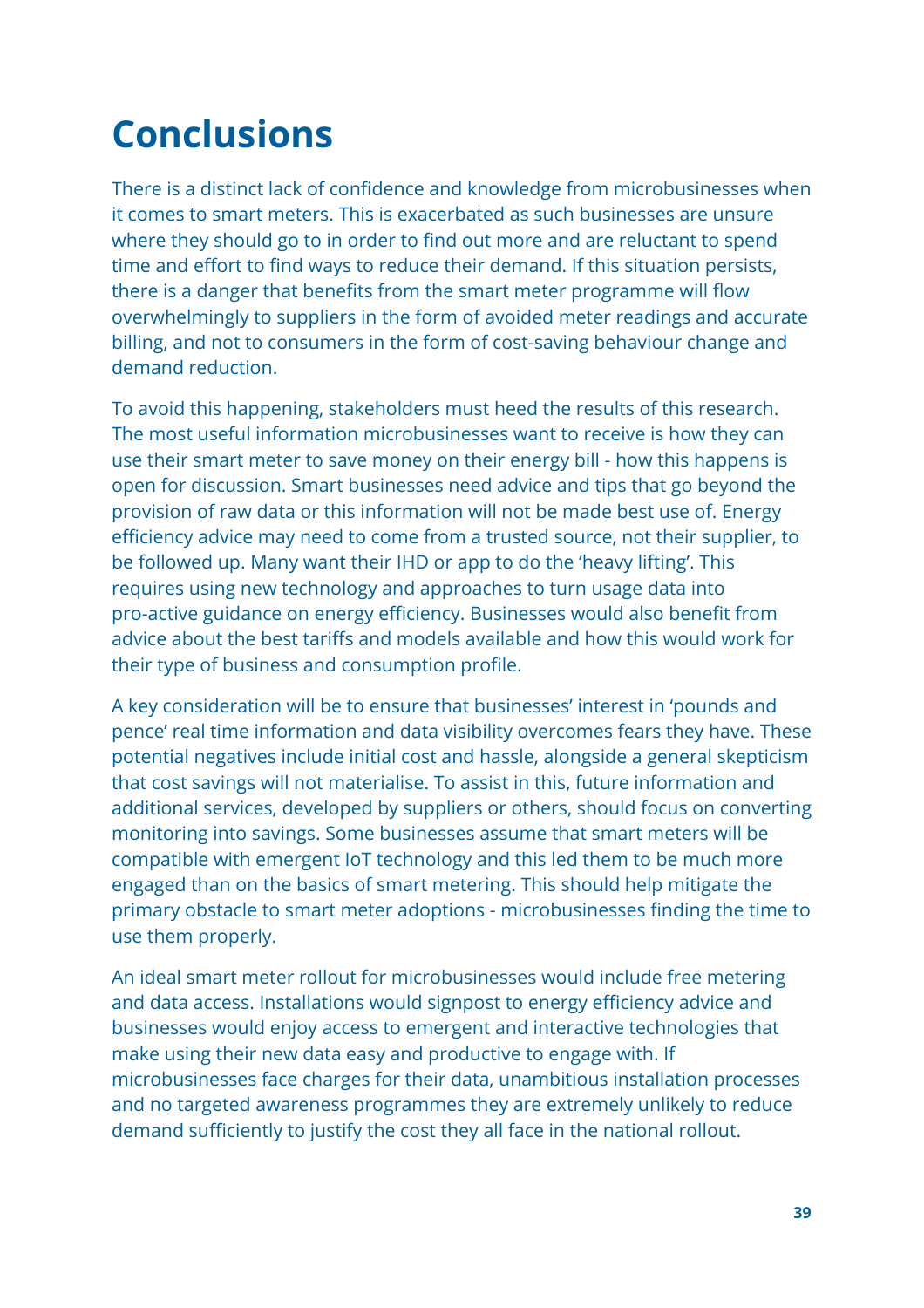# Conclusions

There is a distinct lack of confidence and knowledge from microbusinesses when it comes to smart meters. This is exacerbated as such businesses are unsure where they should go to in order to find out more and are reluctant to spend time and effort to find ways to reduce their demand. If this situation persists, there is a danger that benefits from the smart meter programme will flow overwhelmingly to suppliers in the form of avoided meter readings and accurate billing, and not to consumers in the form of cost-saving behaviour change and demand reduction.

To avoid this happening, stakeholders must heed the results of this research. The most useful information microbusinesses want to receive is how they can use their smart meter to save money on their energy bill - how this happens is open for discussion. Smart businesses need advice and tips that go beyond the provision of raw data or this information will not be made best use of. Energy efficiency advice may need to come from a trusted source, not their supplier, to be followed up. Many want their IHD or app to do the 'heavy lifting'. This requires using new technology and approaches to turn usage data into pro-active guidance on energy efficiency. Businesses would also benefit from advice about the best tariffs and models available and how this would work for their type of business and consumption profile.

A key consideration will be to ensure that businesses' interest in 'pounds and pence' real time information and data visibility overcomes fears they have. These potential negatives include initial cost and hassle, alongside a general skepticism that cost savings will not materialise. To assist in this, future information and additional services, developed by suppliers or others, should focus on converting monitoring into savings. Some businesses assume that smart meters will be compatible with emergent IoT technology and this led them to be much more engaged than on the basics of smart metering. This should help mitigate the primary obstacle to smart meter adoptions - microbusinesses finding the time to use them properly.

An ideal smart meter rollout for microbusinesses would include free metering and data access. Installations would signpost to energy efficiency advice and businesses would enjoy access to emergent and interactive technologies that make using their new data easy and productive to engage with. If microbusinesses face charges for their data, unambitious installation processes and no targeted awareness programmes they are extremely unlikely to reduce demand sufficiently to justify the cost they all face in the national rollout.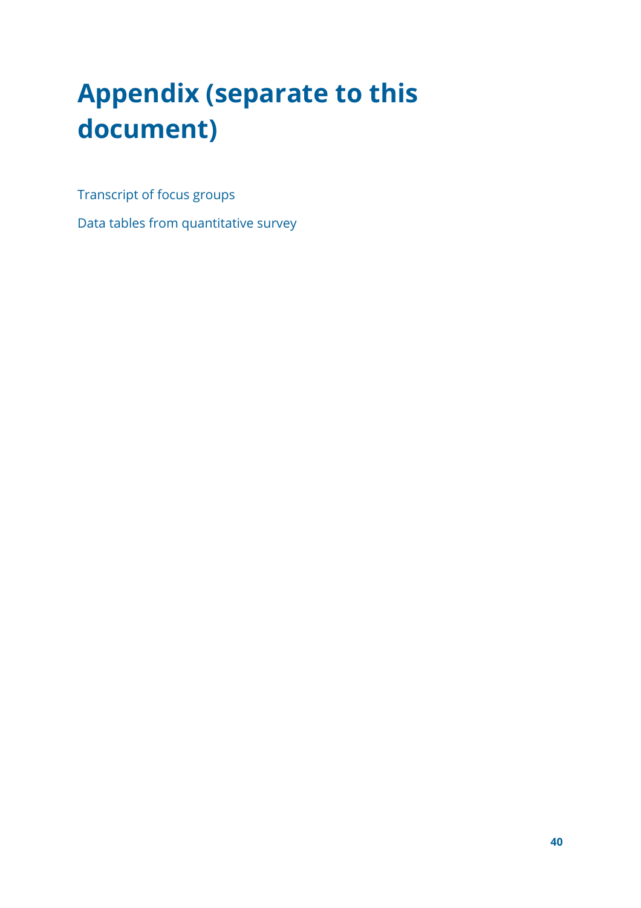# Appendix (separate to this document)

Transcript of focus groups

Data tables from quantitative survey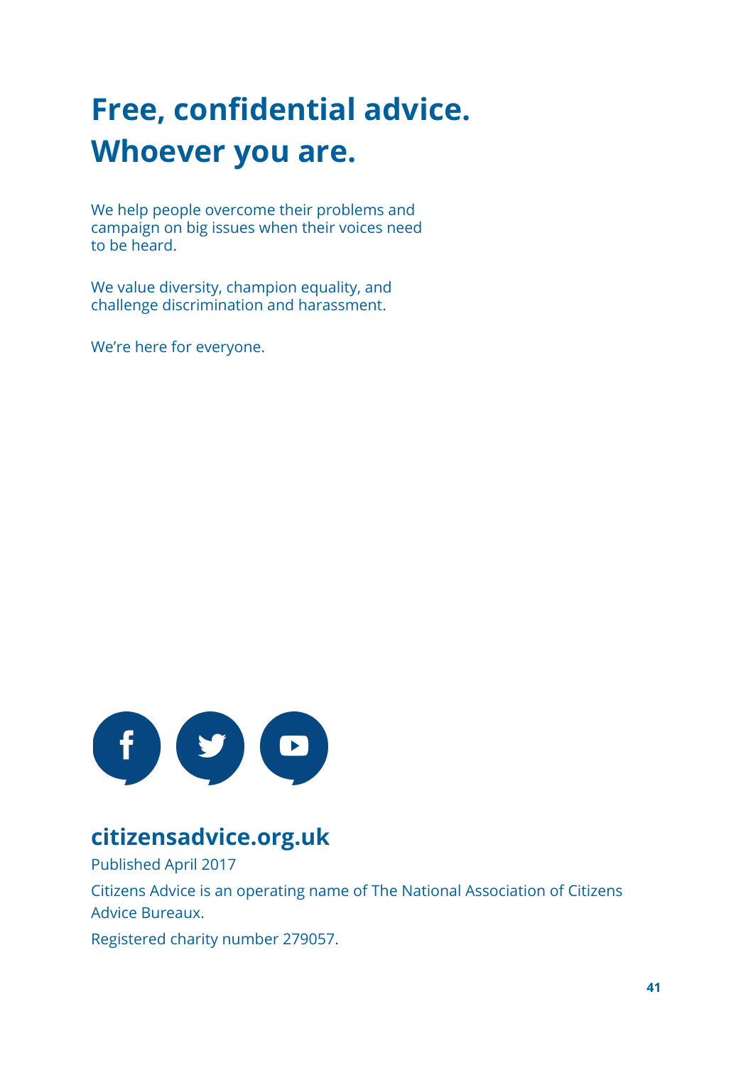# Free, confidential advice. Whoever you are.

We help people overcome their problems and campaign on big issues when their voices need to be heard.

We value diversity, champion equality, and challenge discrimination and harassment.

We're here for everyone.

**citizensadvice.org.uk**

Published April 2017

Citizens Advice is an operating name of The National Association of Citizens Advice Bureaux.

Registered charity number 279057.